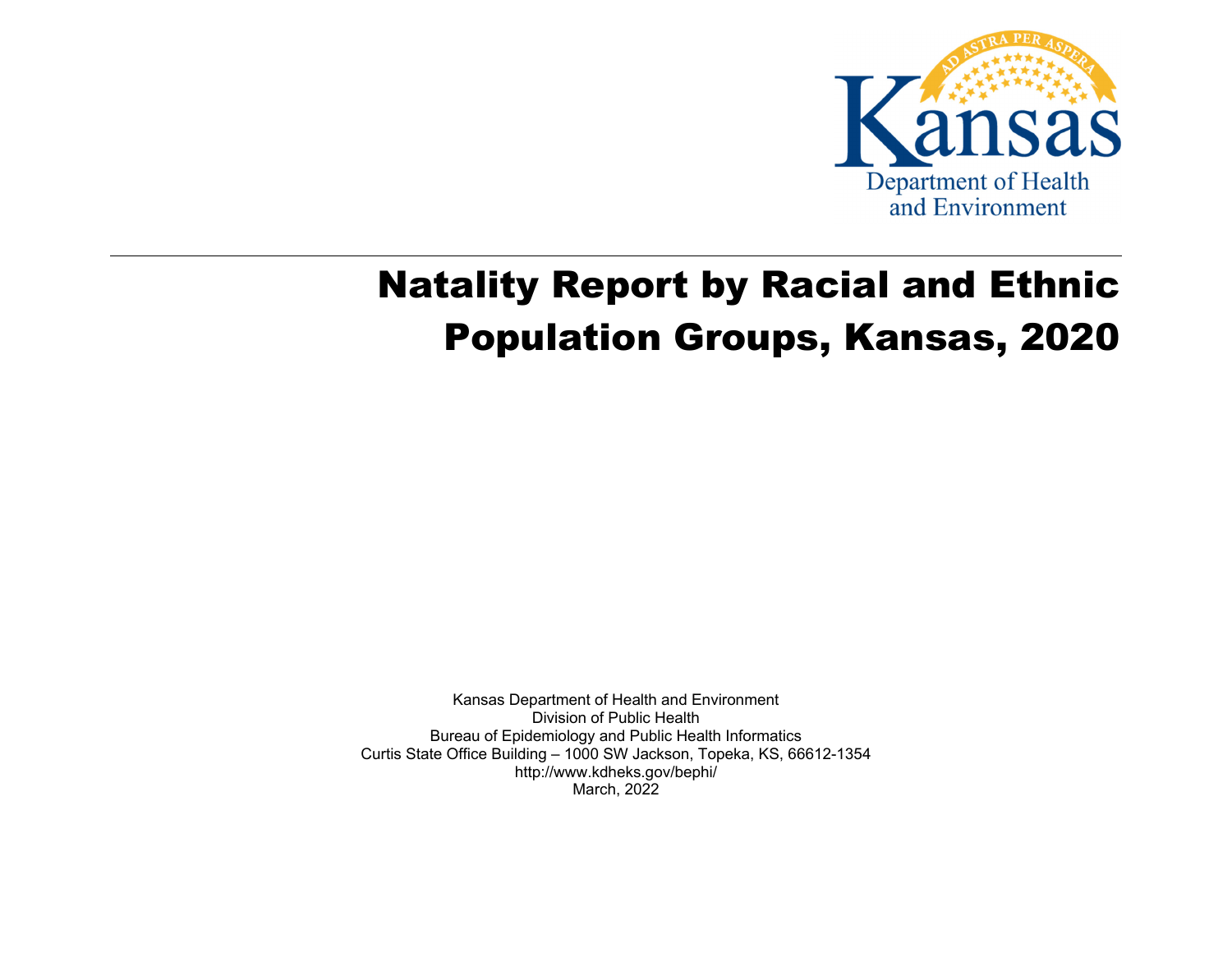Kansas Department of Health and Environment

# Natality Report by Racial and Ethnic Population Groups, Kansas, 2020

Kansas Department of Health and Environment
Division of Public Health
Bureau of Epidemiology and Public Health Informatics
Curtis State Office Building – 1000 SW Jackson, Topeka, KS, 66612-1354
http://www.kdheks.gov/bephi/
March, 2022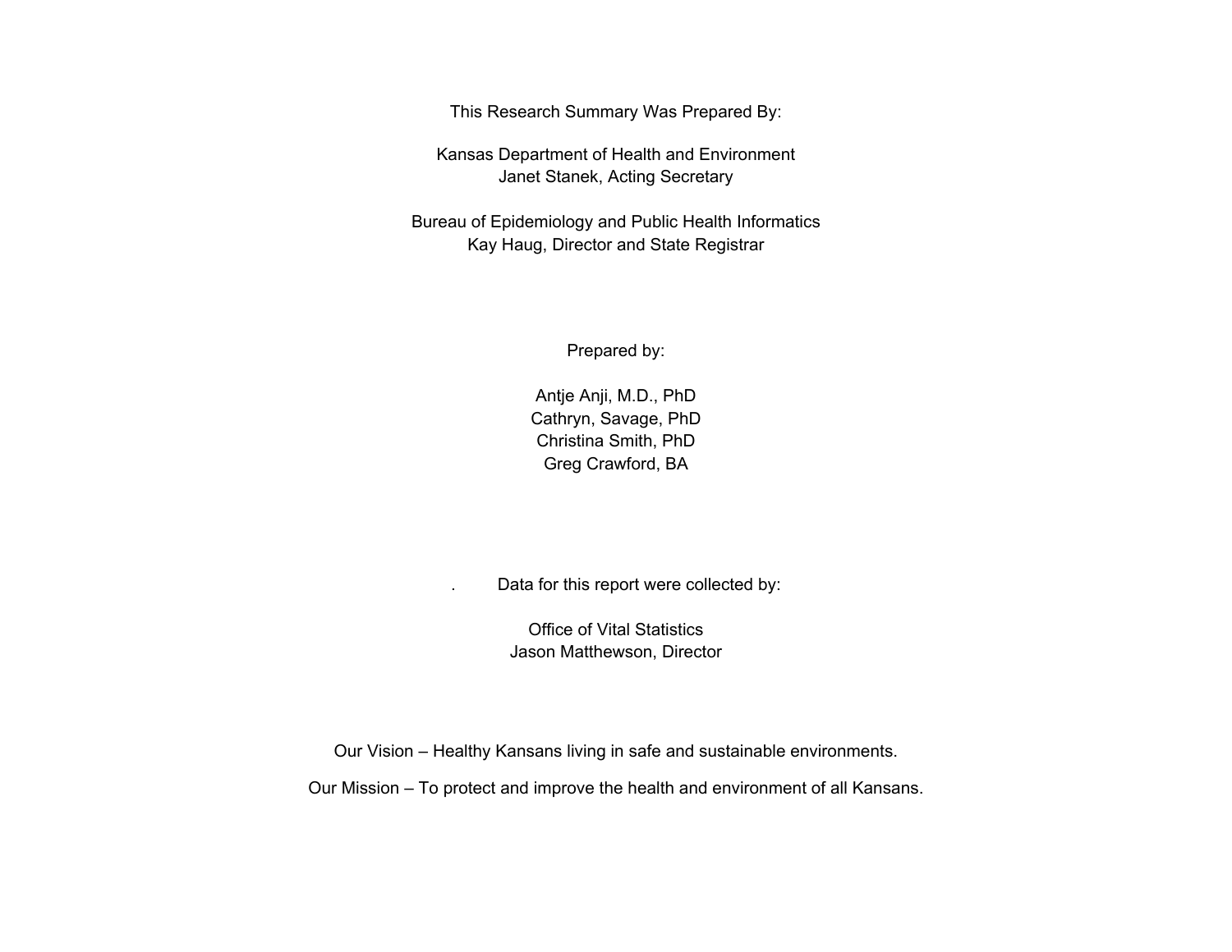This Research Summary Was Prepared By:

Kansas Department of Health and Environment
Janet Stanek, Acting Secretary

Bureau of Epidemiology and Public Health Informatics
Kay Haug, Director and State Registrar

Prepared by:

Antje Anji, M.D., PhD
Cathryn, Savage, PhD
Christina Smith, PhD
Greg Crawford, BA

. Data for this report were collected by:

Office of Vital Statistics
Jason Matthewson, Director

Our Vision – Healthy Kansans living in safe and sustainable environments.

Our Mission – To protect and improve the health and environment of all Kansans.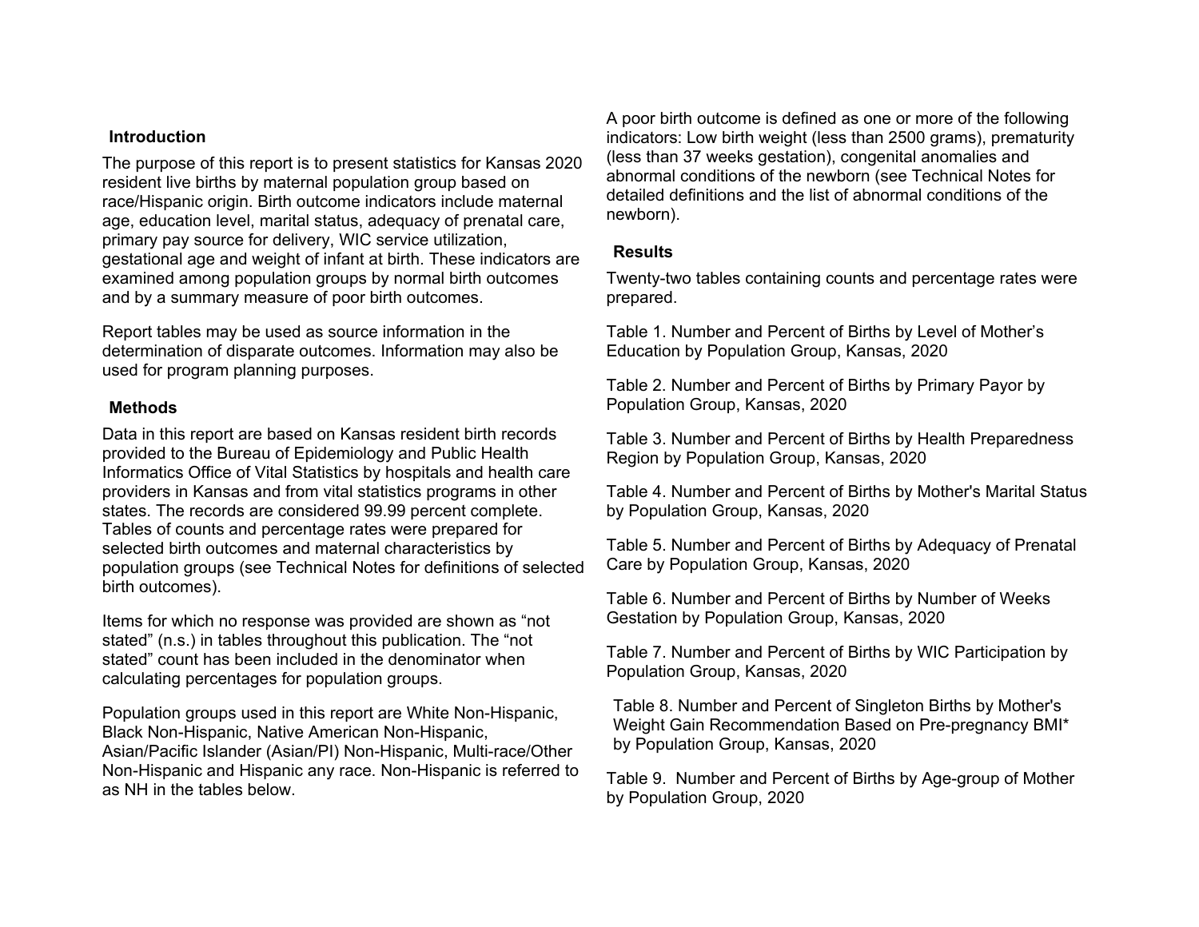## Introduction

The purpose of this report is to present statistics for Kansas 2020 resident live births by maternal population group based on race/Hispanic origin. Birth outcome indicators include maternal age, education level, marital status, adequacy of prenatal care, primary pay source for delivery, WIC service utilization, gestational age and weight of infant at birth. These indicators are examined among population groups by normal birth outcomes and by a summary measure of poor birth outcomes.

Report tables may be used as source information in the determination of disparate outcomes. Information may also be used for program planning purposes.

## Methods

Data in this report are based on Kansas resident birth records provided to the Bureau of Epidemiology and Public Health Informatics Office of Vital Statistics by hospitals and health care providers in Kansas and from vital statistics programs in other states. The records are considered 99.99 percent complete. Tables of counts and percentage rates were prepared for selected birth outcomes and maternal characteristics by population groups (see Technical Notes for definitions of selected birth outcomes).

Items for which no response was provided are shown as "not stated" (n.s.) in tables throughout this publication. The "not stated" count has been included in the denominator when calculating percentages for population groups.

Population groups used in this report are White Non-Hispanic, Black Non-Hispanic, Native American Non-Hispanic, Asian/Pacific Islander (Asian/PI) Non-Hispanic, Multi-race/Other Non-Hispanic and Hispanic any race. Non-Hispanic is referred to as NH in the tables below.

A poor birth outcome is defined as one or more of the following indicators: Low birth weight (less than 2500 grams), prematurity (less than 37 weeks gestation), congenital anomalies and abnormal conditions of the newborn (see Technical Notes for detailed definitions and the list of abnormal conditions of the newborn).

## Results

Twenty-two tables containing counts and percentage rates were prepared.

Table 1. Number and Percent of Births by Level of Mother's Education by Population Group, Kansas, 2020

Table 2. Number and Percent of Births by Primary Payor by Population Group, Kansas, 2020

Table 3. Number and Percent of Births by Health Preparedness Region by Population Group, Kansas, 2020

Table 4. Number and Percent of Births by Mother's Marital Status by Population Group, Kansas, 2020

Table 5. Number and Percent of Births by Adequacy of Prenatal Care by Population Group, Kansas, 2020

Table 6. Number and Percent of Births by Number of Weeks Gestation by Population Group, Kansas, 2020

Table 7. Number and Percent of Births by WIC Participation by Population Group, Kansas, 2020

Table 8. Number and Percent of Singleton Births by Mother's Weight Gain Recommendation Based on Pre-pregnancy BMI* by Population Group, Kansas, 2020

Table 9. Number and Percent of Births by Age-group of Mother by Population Group, 2020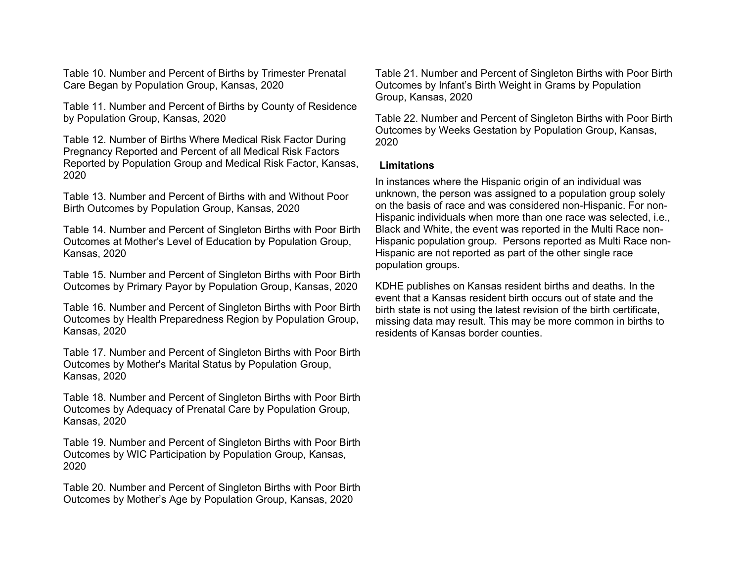Table 10. Number and Percent of Births by Trimester Prenatal Care Began by Population Group, Kansas, 2020

Table 11. Number and Percent of Births by County of Residence by Population Group, Kansas, 2020

Table 12. Number of Births Where Medical Risk Factor During Pregnancy Reported and Percent of all Medical Risk Factors Reported by Population Group and Medical Risk Factor, Kansas, 2020

Table 13. Number and Percent of Births with and Without Poor Birth Outcomes by Population Group, Kansas, 2020

Table 14. Number and Percent of Singleton Births with Poor Birth Outcomes at Mother's Level of Education by Population Group, Kansas, 2020

Table 15. Number and Percent of Singleton Births with Poor Birth Outcomes by Primary Payor by Population Group, Kansas, 2020

Table 16. Number and Percent of Singleton Births with Poor Birth Outcomes by Health Preparedness Region by Population Group, Kansas, 2020

Table 17. Number and Percent of Singleton Births with Poor Birth Outcomes by Mother's Marital Status by Population Group, Kansas, 2020

Table 18. Number and Percent of Singleton Births with Poor Birth Outcomes by Adequacy of Prenatal Care by Population Group, Kansas, 2020

Table 19. Number and Percent of Singleton Births with Poor Birth Outcomes by WIC Participation by Population Group, Kansas, 2020

Table 20. Number and Percent of Singleton Births with Poor Birth Outcomes by Mother's Age by Population Group, Kansas, 2020

Table 21. Number and Percent of Singleton Births with Poor Birth Outcomes by Infant's Birth Weight in Grams by Population Group, Kansas, 2020

Table 22. Number and Percent of Singleton Births with Poor Birth Outcomes by Weeks Gestation by Population Group, Kansas, 2020

## Limitations

In instances where the Hispanic origin of an individual was unknown, the person was assigned to a population group solely on the basis of race and was considered non-Hispanic. For non-Hispanic individuals when more than one race was selected, i.e., Black and White, the event was reported in the Multi Race non-Hispanic population group. Persons reported as Multi Race non-Hispanic are not reported as part of the other single race population groups.

KDHE publishes on Kansas resident births and deaths. In the event that a Kansas resident birth occurs out of state and the birth state is not using the latest revision of the birth certificate, missing data may result. This may be more common in births to residents of Kansas border counties.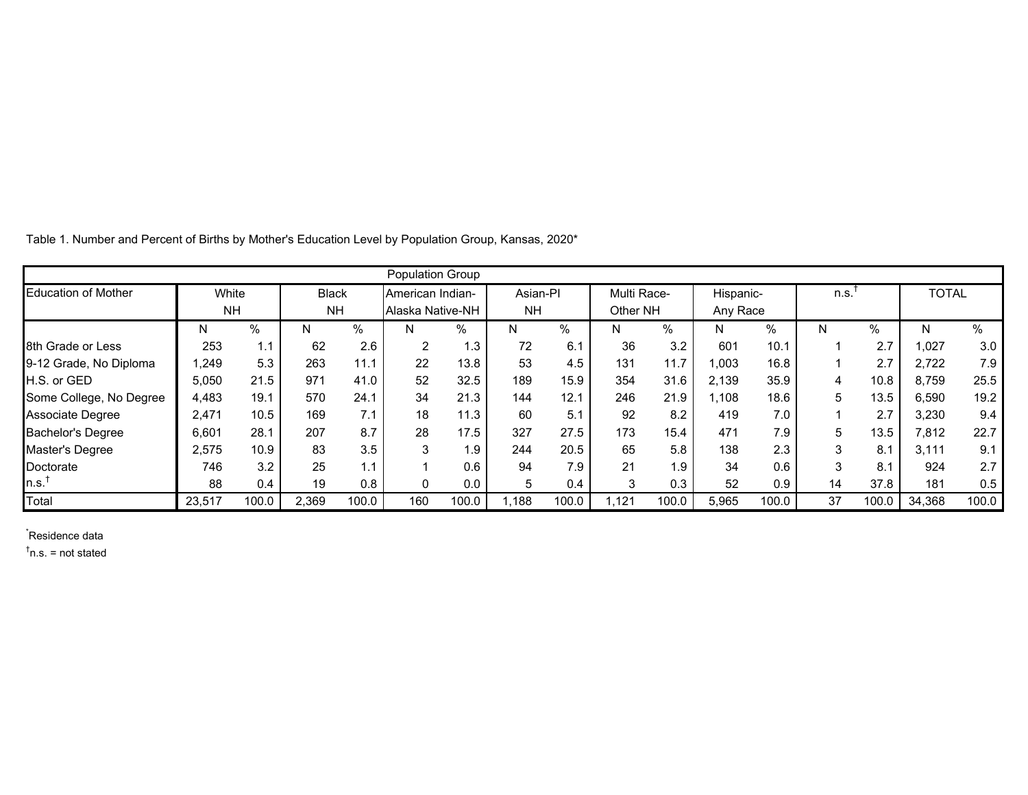Table 1. Number and Percent of Births by Mother's Education Level by Population Group, Kansas, 2020*

| Education of Mother | White NH | | Black NH | | American Indian-Alaska Native-NH | | Asian-PI NH | | Multi Race-Other NH | | Hispanic-Any Race | | n.s.† | | TOTAL | |
|---|---|---|---|---|---|---|---|---|---|---|---|---|---|---|---|---|
| | N | % | N | % | N | % | N | % | N | % | N | % | N | % | N | % |
| 8th Grade or Less | 253 | 1.1 | 62 | 2.6 | 2 | 1.3 | 72 | 6.1 | 36 | 3.2 | 601 | 10.1 | 1 | 2.7 | 1,027 | 3.0 |
| 9-12 Grade, No Diploma | 1,249 | 5.3 | 263 | 11.1 | 22 | 13.8 | 53 | 4.5 | 131 | 11.7 | 1,003 | 16.8 | 1 | 2.7 | 2,722 | 7.9 |
| H.S. or GED | 5,050 | 21.5 | 971 | 41.0 | 52 | 32.5 | 189 | 15.9 | 354 | 31.6 | 2,139 | 35.9 | 4 | 10.8 | 8,759 | 25.5 |
| Some College, No Degree | 4,483 | 19.1 | 570 | 24.1 | 34 | 21.3 | 144 | 12.1 | 246 | 21.9 | 1,108 | 18.6 | 5 | 13.5 | 6,590 | 19.2 |
| Associate Degree | 2,471 | 10.5 | 169 | 7.1 | 18 | 11.3 | 60 | 5.1 | 92 | 8.2 | 419 | 7.0 | 1 | 2.7 | 3,230 | 9.4 |
| Bachelor's Degree | 6,601 | 28.1 | 207 | 8.7 | 28 | 17.5 | 327 | 27.5 | 173 | 15.4 | 471 | 7.9 | 5 | 13.5 | 7,812 | 22.7 |
| Master's Degree | 2,575 | 10.9 | 83 | 3.5 | 3 | 1.9 | 244 | 20.5 | 65 | 5.8 | 138 | 2.3 | 3 | 8.1 | 3,111 | 9.1 |
| Doctorate | 746 | 3.2 | 25 | 1.1 | 1 | 0.6 | 94 | 7.9 | 21 | 1.9 | 34 | 0.6 | 3 | 8.1 | 924 | 2.7 |
| n.s.† | 88 | 0.4 | 19 | 0.8 | 0 | 0.0 | 5 | 0.4 | 3 | 0.3 | 52 | 0.9 | 14 | 37.8 | 181 | 0.5 |
| Total | 23,517 | 100.0 | 2,369 | 100.0 | 160 | 100.0 | 1,188 | 100.0 | 1,121 | 100.0 | 5,965 | 100.0 | 37 | 100.0 | 34,368 | 100.0 |

*Residence data

†n.s. = not stated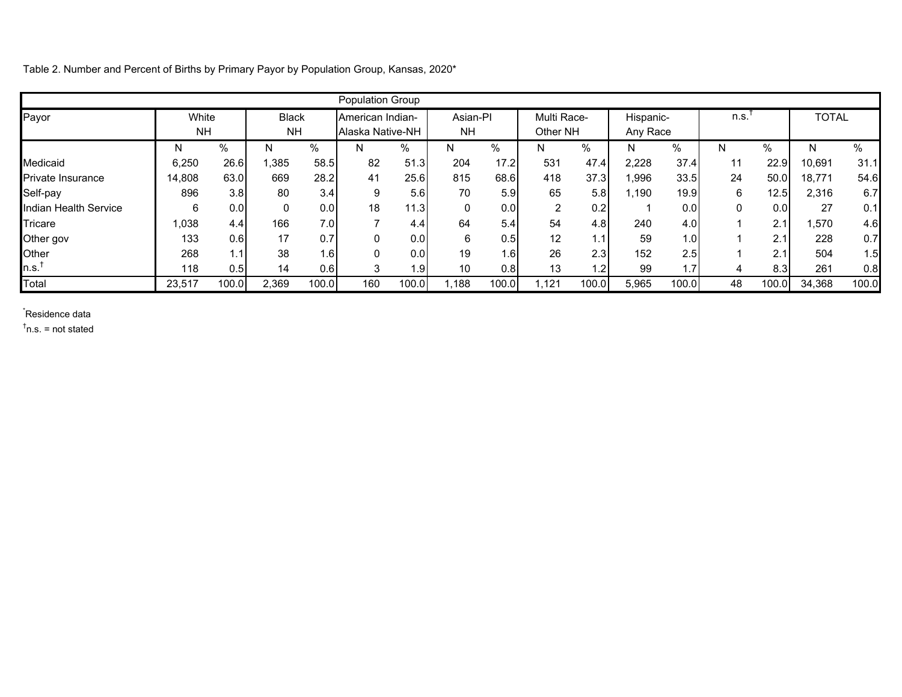Table 2. Number and Percent of Births by Primary Payor by Population Group, Kansas, 2020*

| Payor | White NH | | Black NH | | American Indian-Alaska Native-NH | | Asian-PI NH | | Multi Race-Other NH | | Hispanic-Any Race | | n.s.† | | TOTAL | |
|---|---|---|---|---|---|---|---|---|---|---|---|---|---|---|---|---|
| | N | % | N | % | N | % | N | % | N | % | N | % | N | % | N | % |
| Medicaid | 6,250 | 26.6 | 1,385 | 58.5 | 82 | 51.3 | 204 | 17.2 | 531 | 47.4 | 2,228 | 37.4 | 11 | 22.9 | 10,691 | 31.1 |
| Private Insurance | 14,808 | 63.0 | 669 | 28.2 | 41 | 25.6 | 815 | 68.6 | 418 | 37.3 | 1,996 | 33.5 | 24 | 50.0 | 18,771 | 54.6 |
| Self-pay | 896 | 3.8 | 80 | 3.4 | 9 | 5.6 | 70 | 5.9 | 65 | 5.8 | 1,190 | 19.9 | 6 | 12.5 | 2,316 | 6.7 |
| Indian Health Service | 6 | 0.0 | 0 | 0.0 | 18 | 11.3 | 0 | 0.0 | 2 | 0.2 | 1 | 0.0 | 0 | 0.0 | 27 | 0.1 |
| Tricare | 1,038 | 4.4 | 166 | 7.0 | 7 | 4.4 | 64 | 5.4 | 54 | 4.8 | 240 | 4.0 | 1 | 2.1 | 1,570 | 4.6 |
| Other gov | 133 | 0.6 | 17 | 0.7 | 0 | 0.0 | 6 | 0.5 | 12 | 1.1 | 59 | 1.0 | 1 | 2.1 | 228 | 0.7 |
| Other | 268 | 1.1 | 38 | 1.6 | 0 | 0.0 | 19 | 1.6 | 26 | 2.3 | 152 | 2.5 | 1 | 2.1 | 504 | 1.5 |
| n.s.† | 118 | 0.5 | 14 | 0.6 | 3 | 1.9 | 10 | 0.8 | 13 | 1.2 | 99 | 1.7 | 4 | 8.3 | 261 | 0.8 |
| Total | 23,517 | 100.0 | 2,369 | 100.0 | 160 | 100.0 | 1,188 | 100.0 | 1,121 | 100.0 | 5,965 | 100.0 | 48 | 100.0 | 34,368 | 100.0 |

*Residence data

†n.s. = not stated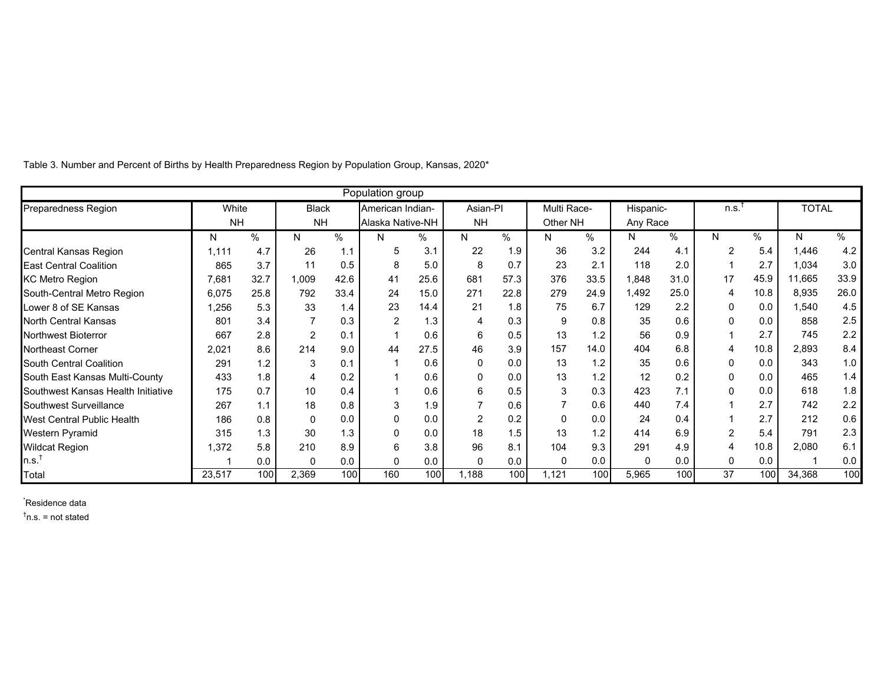Table 3. Number and Percent of Births by Health Preparedness Region by Population Group, Kansas, 2020*

| Preparedness Region | Population group | | | | | | | | | | | | | | | |
|---|---|---|---|---|---|---|---|---|---|---|---|---|---|---|---|---|
| | White NH | | Black NH | | American Indian-Alaska Native-NH | | Asian-PI NH | | Multi Race-Other NH | | Hispanic-Any Race | | n.s.† | | TOTAL | |
| | N | % | N | % | N | % | N | % | N | % | N | % | N | % | N | % |
| Central Kansas Region | 1,111 | 4.7 | 26 | 1.1 | 5 | 3.1 | 22 | 1.9 | 36 | 3.2 | 244 | 4.1 | 2 | 5.4 | 1,446 | 4.2 |
| East Central Coalition | 865 | 3.7 | 11 | 0.5 | 8 | 5.0 | 8 | 0.7 | 23 | 2.1 | 118 | 2.0 | 1 | 2.7 | 1,034 | 3.0 |
| KC Metro Region | 7,681 | 32.7 | 1,009 | 42.6 | 41 | 25.6 | 681 | 57.3 | 376 | 33.5 | 1,848 | 31.0 | 17 | 45.9 | 11,665 | 33.9 |
| South-Central Metro Region | 6,075 | 25.8 | 792 | 33.4 | 24 | 15.0 | 271 | 22.8 | 279 | 24.9 | 1,492 | 25.0 | 4 | 10.8 | 8,935 | 26.0 |
| Lower 8 of SE Kansas | 1,256 | 5.3 | 33 | 1.4 | 23 | 14.4 | 21 | 1.8 | 75 | 6.7 | 129 | 2.2 | 0 | 0.0 | 1,540 | 4.5 |
| North Central Kansas | 801 | 3.4 | 7 | 0.3 | 2 | 1.3 | 4 | 0.3 | 9 | 0.8 | 35 | 0.6 | 0 | 0.0 | 858 | 2.5 |
| Northwest Bioterror | 667 | 2.8 | 2 | 0.1 | 1 | 0.6 | 6 | 0.5 | 13 | 1.2 | 56 | 0.9 | 1 | 2.7 | 745 | 2.2 |
| Northeast Corner | 2,021 | 8.6 | 214 | 9.0 | 44 | 27.5 | 46 | 3.9 | 157 | 14.0 | 404 | 6.8 | 4 | 10.8 | 2,893 | 8.4 |
| South Central Coalition | 291 | 1.2 | 3 | 0.1 | 1 | 0.6 | 0 | 0.0 | 13 | 1.2 | 35 | 0.6 | 0 | 0.0 | 343 | 1.0 |
| South East Kansas Multi-County | 433 | 1.8 | 4 | 0.2 | 1 | 0.6 | 0 | 0.0 | 13 | 1.2 | 12 | 0.2 | 0 | 0.0 | 465 | 1.4 |
| Southwest Kansas Health Initiative | 175 | 0.7 | 10 | 0.4 | 1 | 0.6 | 6 | 0.5 | 3 | 0.3 | 423 | 7.1 | 0 | 0.0 | 618 | 1.8 |
| Southwest Surveillance | 267 | 1.1 | 18 | 0.8 | 3 | 1.9 | 7 | 0.6 | 7 | 0.6 | 440 | 7.4 | 1 | 2.7 | 742 | 2.2 |
| West Central Public Health | 186 | 0.8 | 0 | 0.0 | 0 | 0.0 | 2 | 0.2 | 0 | 0.0 | 24 | 0.4 | 1 | 2.7 | 212 | 0.6 |
| Western Pyramid | 315 | 1.3 | 30 | 1.3 | 0 | 0.0 | 18 | 1.5 | 13 | 1.2 | 414 | 6.9 | 2 | 5.4 | 791 | 2.3 |
| Wildcat Region | 1,372 | 5.8 | 210 | 8.9 | 6 | 3.8 | 96 | 8.1 | 104 | 9.3 | 291 | 4.9 | 4 | 10.8 | 2,080 | 6.1 |
| n.s.† | 1 | 0.0 | 0 | 0.0 | 0 | 0.0 | 0 | 0.0 | 0 | 0.0 | 0 | 0.0 | 0 | 0.0 | 1 | 0.0 |
| Total | 23,517 | 100 | 2,369 | 100 | 160 | 100 | 1,188 | 100 | 1,121 | 100 | 5,965 | 100 | 37 | 100 | 34,368 | 100 |

*Residence data

†n.s. = not stated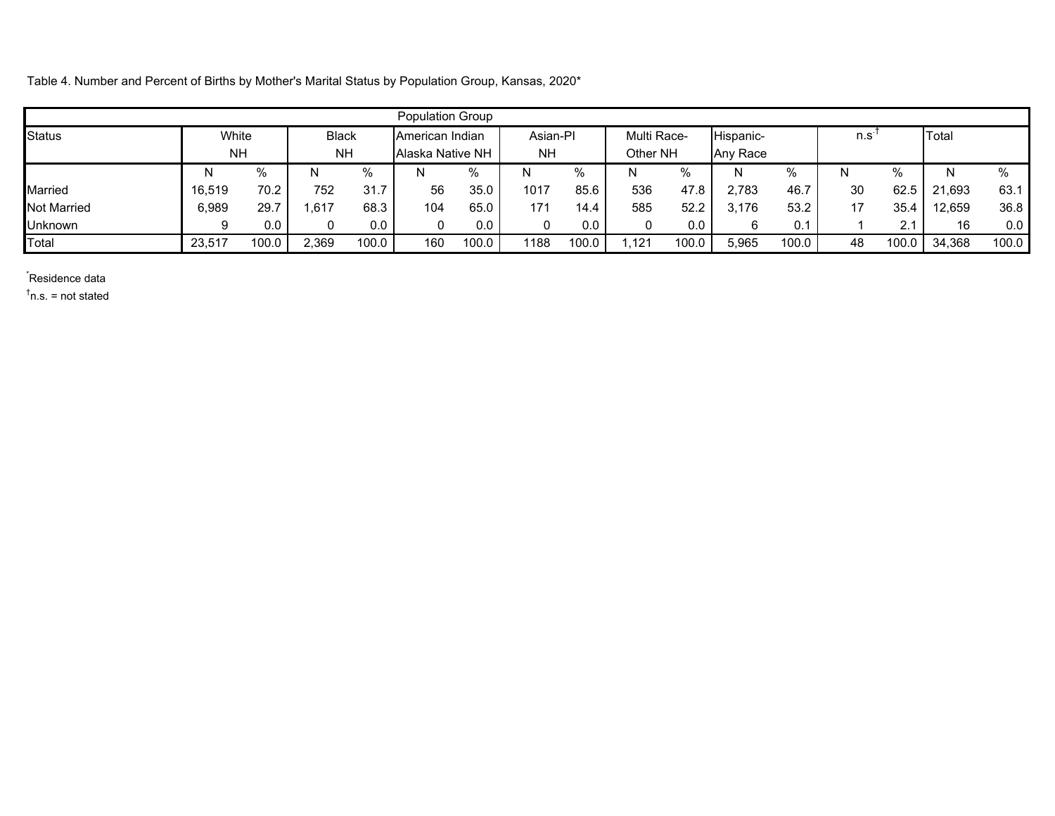Table 4. Number and Percent of Births by Mother's Marital Status by Population Group, Kansas, 2020*

| | Population Group | | | | | | | | | | | | | | | |
|---|---|---|---|---|---|---|---|---|---|---|---|---|---|---|---|---|
| Status | White NH | | Black NH | | American Indian Alaska Native NH | | Asian-PI NH | | Multi Race-Other NH | | Hispanic-Any Race | | n.s.† | | Total | |
| | N | % | N | % | N | % | N | % | N | % | N | % | N | % | N | % |
| Married | 16,519 | 70.2 | 752 | 31.7 | 56 | 35.0 | 1017 | 85.6 | 536 | 47.8 | 2,783 | 46.7 | 30 | 62.5 | 21,693 | 63.1 |
| Not Married | 6,989 | 29.7 | 1,617 | 68.3 | 104 | 65.0 | 171 | 14.4 | 585 | 52.2 | 3,176 | 53.2 | 17 | 35.4 | 12,659 | 36.8 |
| Unknown | 9 | 0.0 | 0 | 0.0 | 0 | 0.0 | 0 | 0.0 | 0 | 0.0 | 6 | 0.1 | 1 | 2.1 | 16 | 0.0 |
| Total | 23,517 | 100.0 | 2,369 | 100.0 | 160 | 100.0 | 1188 | 100.0 | 1,121 | 100.0 | 5,965 | 100.0 | 48 | 100.0 | 34,368 | 100.0 |

*Residence data

†n.s. = not stated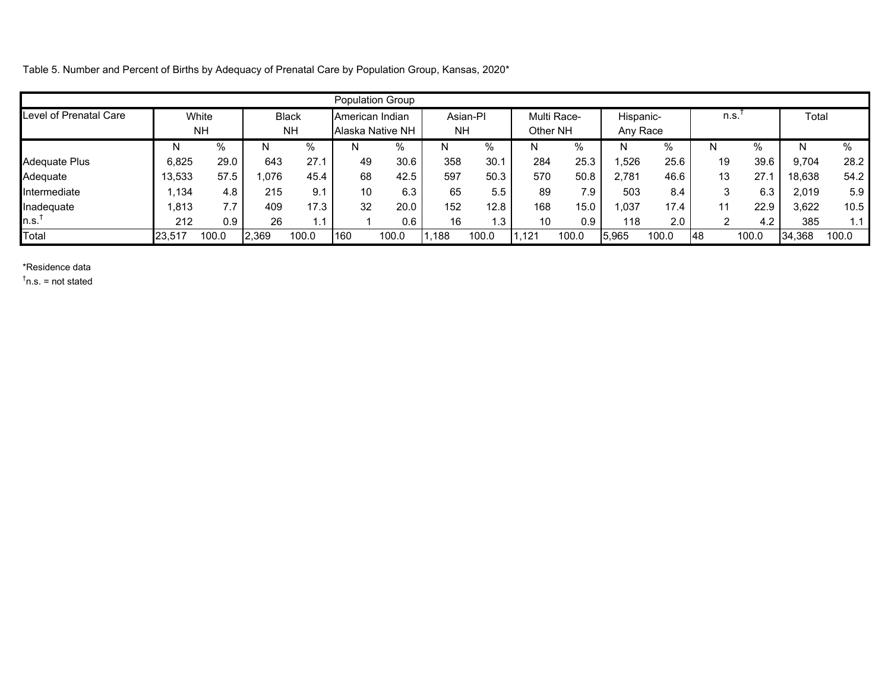Table 5. Number and Percent of Births by Adequacy of Prenatal Care by Population Group, Kansas, 2020*

| Level of Prenatal Care | White NH | | Black NH | | American Indian Alaska Native NH | | Asian-PI NH | | Multi Race-Other NH | | Hispanic-Any Race | | n.s.† | | Total | |
|---|---|---|---|---|---|---|---|---|---|---|---|---|---|---|---|---|
| | N | % | N | % | N | % | N | % | N | % | N | % | N | % | N | % |
| Adequate Plus | 6,825 | 29.0 | 643 | 27.1 | 49 | 30.6 | 358 | 30.1 | 284 | 25.3 | 1,526 | 25.6 | 19 | 39.6 | 9,704 | 28.2 |
| Adequate | 13,533 | 57.5 | 1,076 | 45.4 | 68 | 42.5 | 597 | 50.3 | 570 | 50.8 | 2,781 | 46.6 | 13 | 27.1 | 18,638 | 54.2 |
| Intermediate | 1,134 | 4.8 | 215 | 9.1 | 10 | 6.3 | 65 | 5.5 | 89 | 7.9 | 503 | 8.4 | 3 | 6.3 | 2,019 | 5.9 |
| Inadequate | 1,813 | 7.7 | 409 | 17.3 | 32 | 20.0 | 152 | 12.8 | 168 | 15.0 | 1,037 | 17.4 | 11 | 22.9 | 3,622 | 10.5 |
| n.s.† | 212 | 0.9 | 26 | 1.1 | 1 | 0.6 | 16 | 1.3 | 10 | 0.9 | 118 | 2.0 | 2 | 4.2 | 385 | 1.1 |
| Total | 23,517 | 100.0 | 2,369 | 100.0 | 160 | 100.0 | 1,188 | 100.0 | 1,121 | 100.0 | 5,965 | 100.0 | 48 | 100.0 | 34,368 | 100.0 |

*Residence data

†n.s. = not stated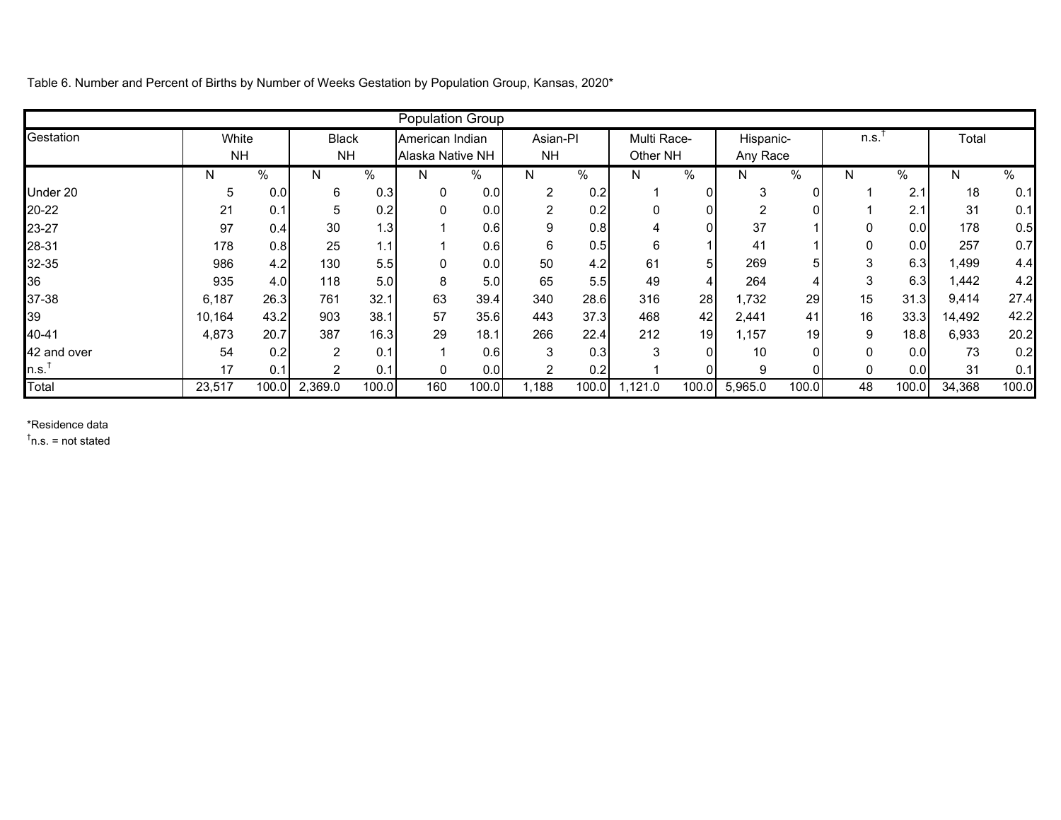Table 6. Number and Percent of Births by Number of Weeks Gestation by Population Group, Kansas, 2020*

| Population Group | | | | | | | | | | | | | | | | |
|---|---|---|---|---|---|---|---|---|---|---|---|---|---|---|---|---|
| Gestation | White NH | | Black NH | | American Indian Alaska Native NH | | Asian-PI NH | | Multi Race-Other NH | | Hispanic-Any Race | | n.s.† | | Total | |
| | N | % | N | % | N | % | N | % | N | % | N | % | N | % | N | % |
| Under 20 | 5 | 0.0 | 6 | 0.3 | 0 | 0.0 | 2 | 0.2 | 1 | 0 | 3 | 0 | 1 | 2.1 | 18 | 0.1 |
| 20-22 | 21 | 0.1 | 5 | 0.2 | 0 | 0.0 | 2 | 0.2 | 0 | 0 | 2 | 0 | 1 | 2.1 | 31 | 0.1 |
| 23-27 | 97 | 0.4 | 30 | 1.3 | 1 | 0.6 | 9 | 0.8 | 4 | 0 | 37 | 1 | 0 | 0.0 | 178 | 0.5 |
| 28-31 | 178 | 0.8 | 25 | 1.1 | 1 | 0.6 | 6 | 0.5 | 6 | 1 | 41 | 1 | 0 | 0.0 | 257 | 0.7 |
| 32-35 | 986 | 4.2 | 130 | 5.5 | 0 | 0.0 | 50 | 4.2 | 61 | 5 | 269 | 5 | 3 | 6.3 | 1,499 | 4.4 |
| 36 | 935 | 4.0 | 118 | 5.0 | 8 | 5.0 | 65 | 5.5 | 49 | 4 | 264 | 4 | 3 | 6.3 | 1,442 | 4.2 |
| 37-38 | 6,187 | 26.3 | 761 | 32.1 | 63 | 39.4 | 340 | 28.6 | 316 | 28 | 1,732 | 29 | 15 | 31.3 | 9,414 | 27.4 |
| 39 | 10,164 | 43.2 | 903 | 38.1 | 57 | 35.6 | 443 | 37.3 | 468 | 42 | 2,441 | 41 | 16 | 33.3 | 14,492 | 42.2 |
| 40-41 | 4,873 | 20.7 | 387 | 16.3 | 29 | 18.1 | 266 | 22.4 | 212 | 19 | 1,157 | 19 | 9 | 18.8 | 6,933 | 20.2 |
| 42 and over | 54 | 0.2 | 2 | 0.1 | 1 | 0.6 | 3 | 0.3 | 3 | 0 | 10 | 0 | 0 | 0.0 | 73 | 0.2 |
| n.s.† | 17 | 0.1 | 2 | 0.1 | 0 | 0.0 | 2 | 0.2 | 1 | 0 | 9 | 0 | 0 | 0.0 | 31 | 0.1 |
| Total | 23,517 | 100.0 | 2,369.0 | 100.0 | 160 | 100.0 | 1,188 | 100.0 | 1,121.0 | 100.0 | 5,965.0 | 100.0 | 48 | 100.0 | 34,368 | 100.0 |

*Residence data

†n.s. = not stated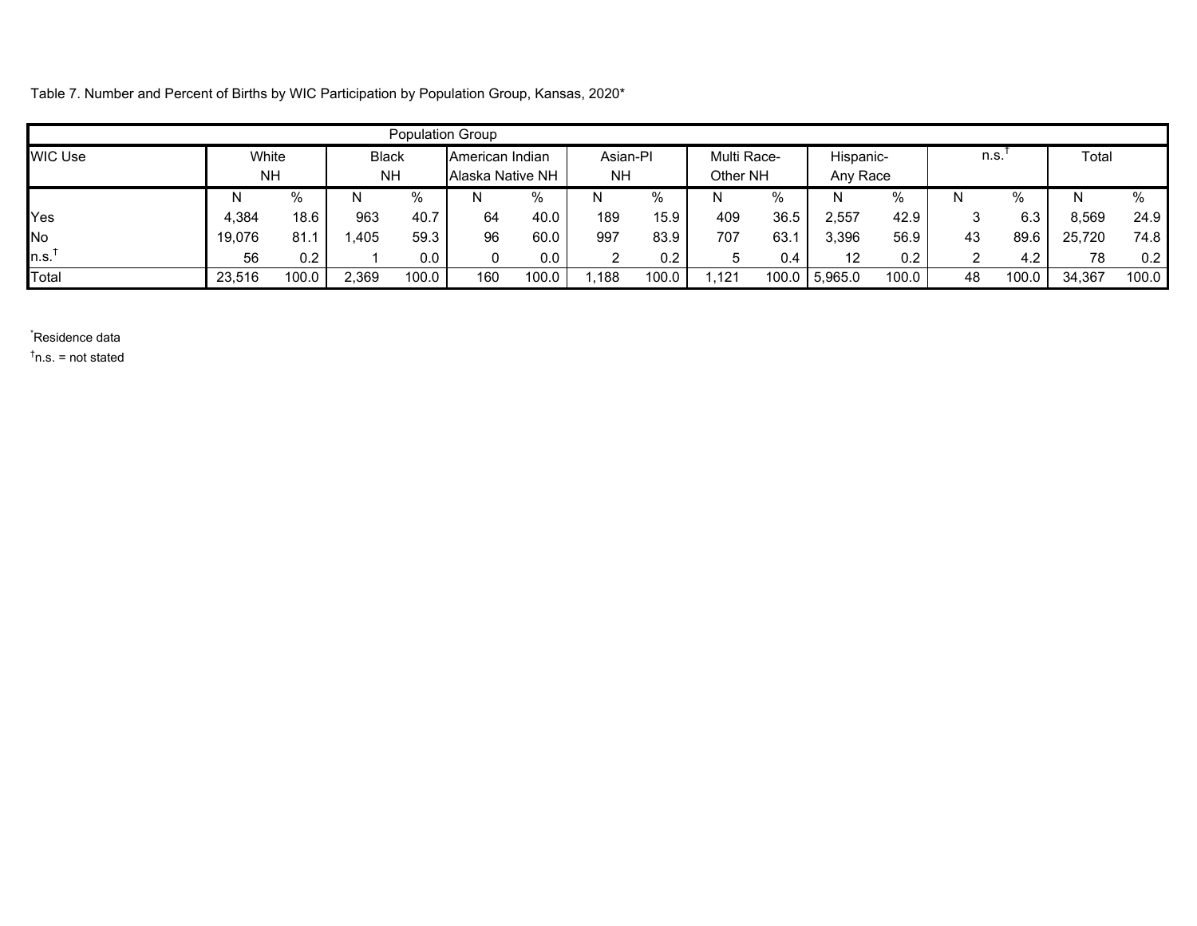Table 7. Number and Percent of Births by WIC Participation by Population Group, Kansas, 2020*

| WIC Use | Population Group | | | | | | | | | | | | | | | |
|---|---|---|---|---|---|---|---|---|---|---|---|---|---|---|---|---|
| | White NH | | Black NH | | American Indian Alaska Native NH | | Asian-PI NH | | Multi Race-Other NH | | Hispanic-Any Race | | n.s.† | | Total | |
| | N | % | N | % | N | % | N | % | N | % | N | % | N | % | N | % |
| Yes | 4,384 | 18.6 | 963 | 40.7 | 64 | 40.0 | 189 | 15.9 | 409 | 36.5 | 2,557 | 42.9 | 3 | 6.3 | 8,569 | 24.9 |
| No | 19,076 | 81.1 | 1,405 | 59.3 | 96 | 60.0 | 997 | 83.9 | 707 | 63.1 | 3,396 | 56.9 | 43 | 89.6 | 25,720 | 74.8 |
| n.s.† | 56 | 0.2 | 1 | 0.0 | 0 | 0.0 | 2 | 0.2 | 5 | 0.4 | 12 | 0.2 | 2 | 4.2 | 78 | 0.2 |
| Total | 23,516 | 100.0 | 2,369 | 100.0 | 160 | 100.0 | 1,188 | 100.0 | 1,121 | 100.0 | 5,965.0 | 100.0 | 48 | 100.0 | 34,367 | 100.0 |

*Residence data

†n.s. = not stated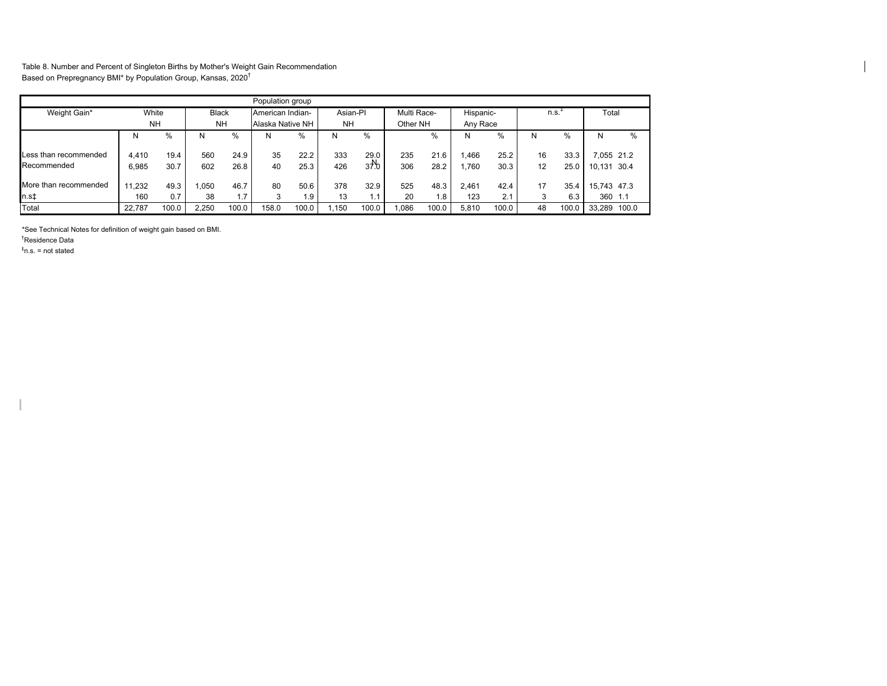Table 8. Number and Percent of Singleton Births by Mother's Weight Gain Recommendation
Based on Prepregnancy BMI* by Population Group, Kansas, 2020†

| Weight Gain* | Population group | | | | | | | | | | | | | | | |
|---|---|---|---|---|---|---|---|---|---|---|---|---|---|---|---|---|
| | White NH | | Black NH | | American Indian-Alaska Native NH | | Asian-PI NH | | Multi Race-Other NH | | Hispanic-Any Race | | n.s.‡ | | Total | |
| | N | % | N | % | N | % | N | % | N | % | N | % | N | % | N | % |
| Less than recommended | 4,410 | 19.4 | 560 | 24.9 | 35 | 22.2 | 333 | 29.0 | 235 | 21.6 | 1,466 | 25.2 | 16 | 33.3 | 7,055 | 21.2 |
| Recommended | 6,985 | 30.7 | 602 | 26.8 | 40 | 25.3 | 426 | 37.0 | 306 | 28.2 | 1,760 | 30.3 | 12 | 25.0 | 10,131 | 30.4 |
| More than recommended | 11,232 | 49.3 | 1,050 | 46.7 | 80 | 50.6 | 378 | 32.9 | 525 | 48.3 | 2,461 | 42.4 | 17 | 35.4 | 15,743 | 47.3 |
| n.s‡ | 160 | 0.7 | 38 | 1.7 | 3 | 1.9 | 13 | 1.1 | 20 | 1.8 | 123 | 2.1 | 3 | 6.3 | 360 | 1.1 |
| Total | 22,787 | 100.0 | 2,250 | 100.0 | 158.0 | 100.0 | 1,150 | 100.0 | 1,086 | 100.0 | 5,810 | 100.0 | 48 | 100.0 | 33,289 | 100.0 |

*See Technical Notes for definition of weight gain based on BMI.

†Residence Data

‡n.s. = not stated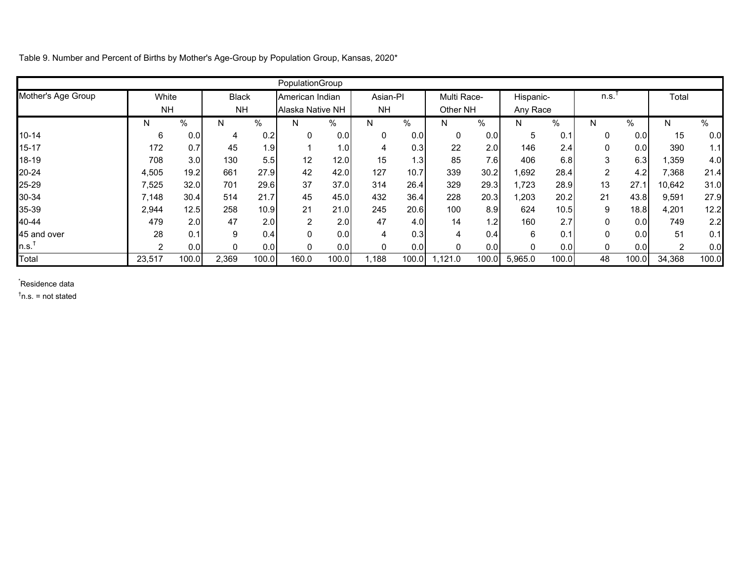Table 9. Number and Percent of Births by Mother's Age-Group by Population Group, Kansas, 2020*

| Mother's Age Group | White NH | | Black NH | | American Indian Alaska Native NH | | Asian-PI NH | | Multi Race-Other NH | | Hispanic-Any Race | | n.s.† | | Total | |
|---|---|---|---|---|---|---|---|---|---|---|---|---|---|---|---|---|
| | N | % | N | % | N | % | N | % | N | % | N | % | N | % | N | % |
| 10-14 | 6 | 0.0 | 4 | 0.2 | 0 | 0.0 | 0 | 0.0 | 0 | 0.0 | 5 | 0.1 | 0 | 0.0 | 15 | 0.0 |
| 15-17 | 172 | 0.7 | 45 | 1.9 | 1 | 1.0 | 4 | 0.3 | 22 | 2.0 | 146 | 2.4 | 0 | 0.0 | 390 | 1.1 |
| 18-19 | 708 | 3.0 | 130 | 5.5 | 12 | 12.0 | 15 | 1.3 | 85 | 7.6 | 406 | 6.8 | 3 | 6.3 | 1,359 | 4.0 |
| 20-24 | 4,505 | 19.2 | 661 | 27.9 | 42 | 42.0 | 127 | 10.7 | 339 | 30.2 | 1,692 | 28.4 | 2 | 4.2 | 7,368 | 21.4 |
| 25-29 | 7,525 | 32.0 | 701 | 29.6 | 37 | 37.0 | 314 | 26.4 | 329 | 29.3 | 1,723 | 28.9 | 13 | 27.1 | 10,642 | 31.0 |
| 30-34 | 7,148 | 30.4 | 514 | 21.7 | 45 | 45.0 | 432 | 36.4 | 228 | 20.3 | 1,203 | 20.2 | 21 | 43.8 | 9,591 | 27.9 |
| 35-39 | 2,944 | 12.5 | 258 | 10.9 | 21 | 21.0 | 245 | 20.6 | 100 | 8.9 | 624 | 10.5 | 9 | 18.8 | 4,201 | 12.2 |
| 40-44 | 479 | 2.0 | 47 | 2.0 | 2 | 2.0 | 47 | 4.0 | 14 | 1.2 | 160 | 2.7 | 0 | 0.0 | 749 | 2.2 |
| 45 and over | 28 | 0.1 | 9 | 0.4 | 0 | 0.0 | 4 | 0.3 | 4 | 0.4 | 6 | 0.1 | 0 | 0.0 | 51 | 0.1 |
| n.s.† | 2 | 0.0 | 0 | 0.0 | 0 | 0.0 | 0 | 0.0 | 0 | 0.0 | 0 | 0.0 | 0 | 0.0 | 2 | 0.0 |
| Total | 23,517 | 100.0 | 2,369 | 100.0 | 160.0 | 100.0 | 1,188 | 100.0 | 1,121.0 | 100.0 | 5,965.0 | 100.0 | 48 | 100.0 | 34,368 | 100.0 |

*Residence data

†n.s. = not stated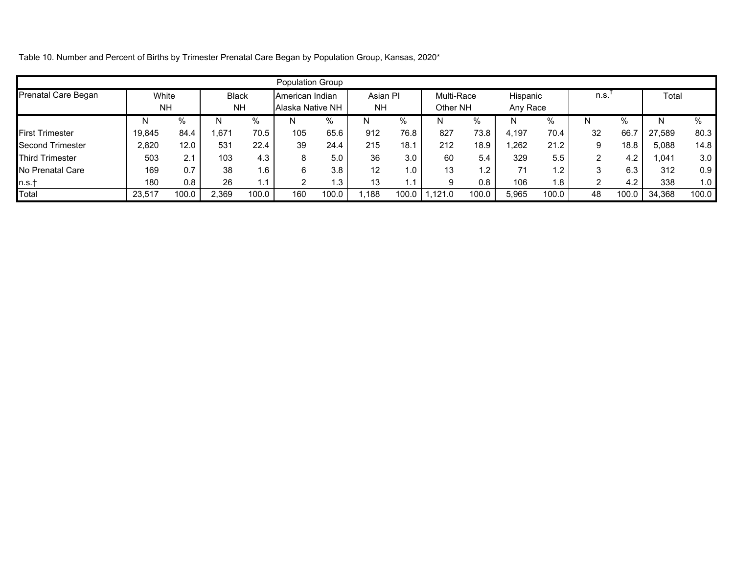Table 10. Number and Percent of Births by Trimester Prenatal Care Began by Population Group, Kansas, 2020*

| | Population Group | | | | | | | | | | | | | | | |
|---|---|---|---|---|---|---|---|---|---|---|---|---|---|---|---|---|
| Prenatal Care Began | White NH | | Black NH | | American Indian Alaska Native NH | | Asian PI NH | | Multi-Race Other NH | | Hispanic Any Race | | n.s.† | | Total | |
| | N | % | N | % | N | % | N | % | N | % | N | % | N | % | N | % |
| First Trimester | 19,845 | 84.4 | 1,671 | 70.5 | 105 | 65.6 | 912 | 76.8 | 827 | 73.8 | 4,197 | 70.4 | 32 | 66.7 | 27,589 | 80.3 |
| Second Trimester | 2,820 | 12.0 | 531 | 22.4 | 39 | 24.4 | 215 | 18.1 | 212 | 18.9 | 1,262 | 21.2 | 9 | 18.8 | 5,088 | 14.8 |
| Third Trimester | 503 | 2.1 | 103 | 4.3 | 8 | 5.0 | 36 | 3.0 | 60 | 5.4 | 329 | 5.5 | 2 | 4.2 | 1,041 | 3.0 |
| No Prenatal Care | 169 | 0.7 | 38 | 1.6 | 6 | 3.8 | 12 | 1.0 | 13 | 1.2 | 71 | 1.2 | 3 | 6.3 | 312 | 0.9 |
| n.s.† | 180 | 0.8 | 26 | 1.1 | 2 | 1.3 | 13 | 1.1 | 9 | 0.8 | 106 | 1.8 | 2 | 4.2 | 338 | 1.0 |
| Total | 23,517 | 100.0 | 2,369 | 100.0 | 160 | 100.0 | 1,188 | 100.0 | 1,121.0 | 100.0 | 5,965 | 100.0 | 48 | 100.0 | 34,368 | 100.0 |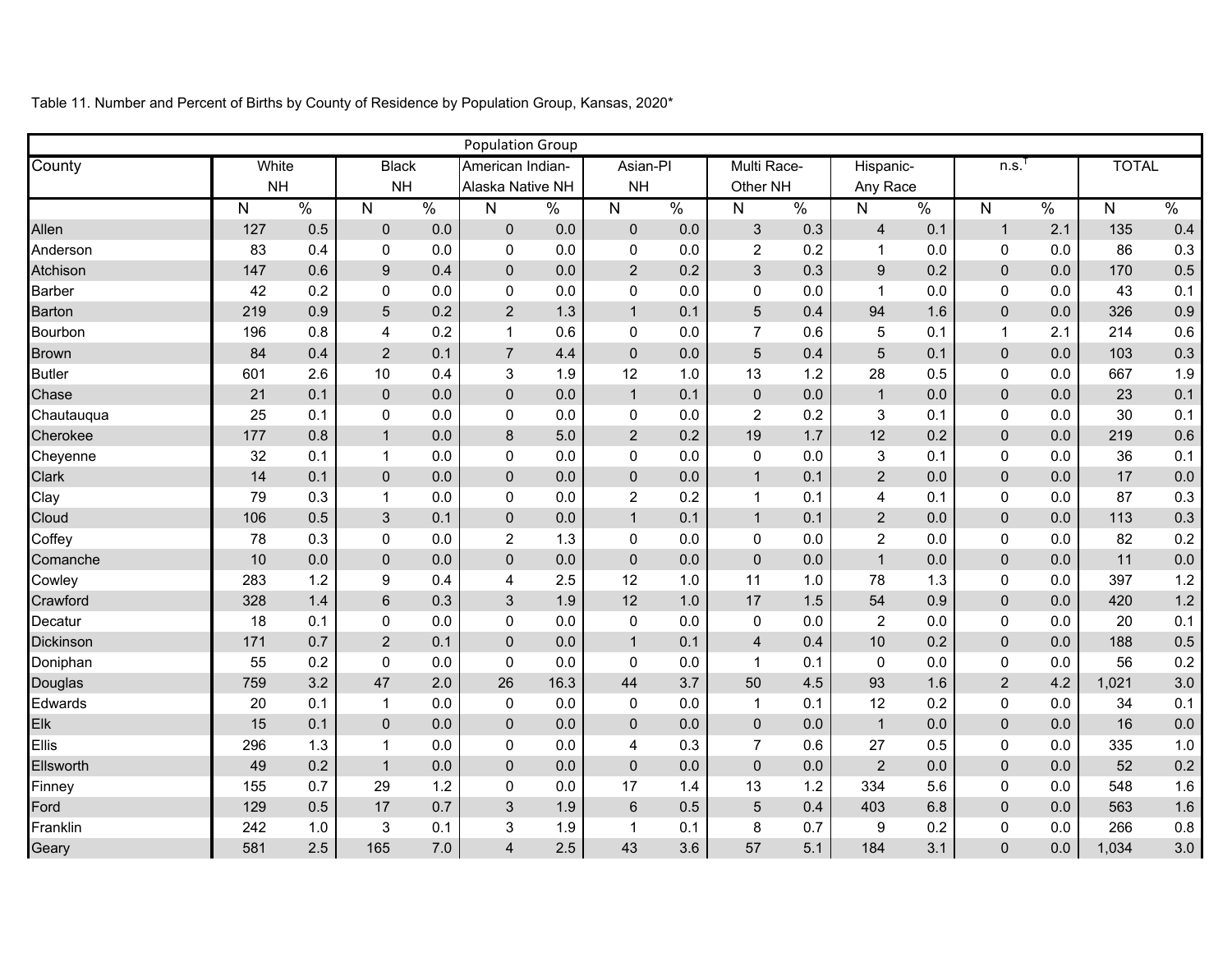Table 11. Number and Percent of Births by County of Residence by Population Group, Kansas, 2020*

| County | White NH | | Black NH | | American Indian-Alaska Native NH | | Asian-PI NH | | Multi Race-Other NH | | Hispanic-Any Race | | n.s.[†] | | TOTAL | |
|---|---|---|---|---|---|---|---|---|---|---|---|---|---|---|---|---|
| | N | % | N | % | N | % | N | % | N | % | N | % | N | % | N | % |
| Allen | 127 | 0.5 | 0 | 0.0 | 0 | 0.0 | 0 | 0.0 | 3 | 0.3 | 4 | 0.1 | 1 | 2.1 | 135 | 0.4 |
| Anderson | 83 | 0.4 | 0 | 0.0 | 0 | 0.0 | 0 | 0.0 | 2 | 0.2 | 1 | 0.0 | 0 | 0.0 | 86 | 0.3 |
| Atchison | 147 | 0.6 | 9 | 0.4 | 0 | 0.0 | 2 | 0.2 | 3 | 0.3 | 9 | 0.2 | 0 | 0.0 | 170 | 0.5 |
| Barber | 42 | 0.2 | 0 | 0.0 | 0 | 0.0 | 0 | 0.0 | 0 | 0.0 | 1 | 0.0 | 0 | 0.0 | 43 | 0.1 |
| Barton | 219 | 0.9 | 5 | 0.2 | 2 | 1.3 | 1 | 0.1 | 5 | 0.4 | 94 | 1.6 | 0 | 0.0 | 326 | 0.9 |
| Bourbon | 196 | 0.8 | 4 | 0.2 | 1 | 0.6 | 0 | 0.0 | 7 | 0.6 | 5 | 0.1 | 1 | 2.1 | 214 | 0.6 |
| Brown | 84 | 0.4 | 2 | 0.1 | 7 | 4.4 | 0 | 0.0 | 5 | 0.4 | 5 | 0.1 | 0 | 0.0 | 103 | 0.3 |
| Butler | 601 | 2.6 | 10 | 0.4 | 3 | 1.9 | 12 | 1.0 | 13 | 1.2 | 28 | 0.5 | 0 | 0.0 | 667 | 1.9 |
| Chase | 21 | 0.1 | 0 | 0.0 | 0 | 0.0 | 1 | 0.1 | 0 | 0.0 | 1 | 0.0 | 0 | 0.0 | 23 | 0.1 |
| Chautauqua | 25 | 0.1 | 0 | 0.0 | 0 | 0.0 | 0 | 0.0 | 2 | 0.2 | 3 | 0.1 | 0 | 0.0 | 30 | 0.1 |
| Cherokee | 177 | 0.8 | 1 | 0.0 | 8 | 5.0 | 2 | 0.2 | 19 | 1.7 | 12 | 0.2 | 0 | 0.0 | 219 | 0.6 |
| Cheyenne | 32 | 0.1 | 1 | 0.0 | 0 | 0.0 | 0 | 0.0 | 0 | 0.0 | 3 | 0.1 | 0 | 0.0 | 36 | 0.1 |
| Clark | 14 | 0.1 | 0 | 0.0 | 0 | 0.0 | 0 | 0.0 | 1 | 0.1 | 2 | 0.0 | 0 | 0.0 | 17 | 0.0 |
| Clay | 79 | 0.3 | 1 | 0.0 | 0 | 0.0 | 2 | 0.2 | 1 | 0.1 | 4 | 0.1 | 0 | 0.0 | 87 | 0.3 |
| Cloud | 106 | 0.5 | 3 | 0.1 | 0 | 0.0 | 1 | 0.1 | 1 | 0.1 | 2 | 0.0 | 0 | 0.0 | 113 | 0.3 |
| Coffey | 78 | 0.3 | 0 | 0.0 | 2 | 1.3 | 0 | 0.0 | 0 | 0.0 | 2 | 0.0 | 0 | 0.0 | 82 | 0.2 |
| Comanche | 10 | 0.0 | 0 | 0.0 | 0 | 0.0 | 0 | 0.0 | 0 | 0.0 | 1 | 0.0 | 0 | 0.0 | 11 | 0.0 |
| Cowley | 283 | 1.2 | 9 | 0.4 | 4 | 2.5 | 12 | 1.0 | 11 | 1.0 | 78 | 1.3 | 0 | 0.0 | 397 | 1.2 |
| Crawford | 328 | 1.4 | 6 | 0.3 | 3 | 1.9 | 12 | 1.0 | 17 | 1.5 | 54 | 0.9 | 0 | 0.0 | 420 | 1.2 |
| Decatur | 18 | 0.1 | 0 | 0.0 | 0 | 0.0 | 0 | 0.0 | 0 | 0.0 | 2 | 0.0 | 0 | 0.0 | 20 | 0.1 |
| Dickinson | 171 | 0.7 | 2 | 0.1 | 0 | 0.0 | 1 | 0.1 | 4 | 0.4 | 10 | 0.2 | 0 | 0.0 | 188 | 0.5 |
| Doniphan | 55 | 0.2 | 0 | 0.0 | 0 | 0.0 | 0 | 0.0 | 1 | 0.1 | 0 | 0.0 | 0 | 0.0 | 56 | 0.2 |
| Douglas | 759 | 3.2 | 47 | 2.0 | 26 | 16.3 | 44 | 3.7 | 50 | 4.5 | 93 | 1.6 | 2 | 4.2 | 1,021 | 3.0 |
| Edwards | 20 | 0.1 | 1 | 0.0 | 0 | 0.0 | 0 | 0.0 | 1 | 0.1 | 12 | 0.2 | 0 | 0.0 | 34 | 0.1 |
| Elk | 15 | 0.1 | 0 | 0.0 | 0 | 0.0 | 0 | 0.0 | 0 | 0.0 | 1 | 0.0 | 0 | 0.0 | 16 | 0.0 |
| Ellis | 296 | 1.3 | 1 | 0.0 | 0 | 0.0 | 4 | 0.3 | 7 | 0.6 | 27 | 0.5 | 0 | 0.0 | 335 | 1.0 |
| Ellsworth | 49 | 0.2 | 1 | 0.0 | 0 | 0.0 | 0 | 0.0 | 0 | 0.0 | 2 | 0.0 | 0 | 0.0 | 52 | 0.2 |
| Finney | 155 | 0.7 | 29 | 1.2 | 0 | 0.0 | 17 | 1.4 | 13 | 1.2 | 334 | 5.6 | 0 | 0.0 | 548 | 1.6 |
| Ford | 129 | 0.5 | 17 | 0.7 | 3 | 1.9 | 6 | 0.5 | 5 | 0.4 | 403 | 6.8 | 0 | 0.0 | 563 | 1.6 |
| Franklin | 242 | 1.0 | 3 | 0.1 | 3 | 1.9 | 1 | 0.1 | 8 | 0.7 | 9 | 0.2 | 0 | 0.0 | 266 | 0.8 |
| Geary | 581 | 2.5 | 165 | 7.0 | 4 | 2.5 | 43 | 3.6 | 57 | 5.1 | 184 | 3.1 | 0 | 0.0 | 1,034 | 3.0 |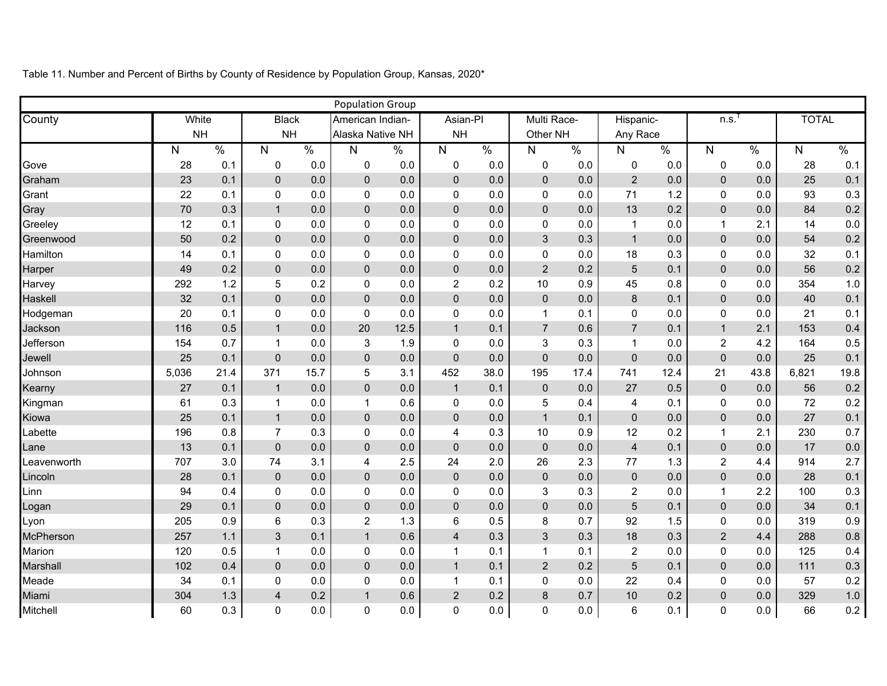Table 11. Number and Percent of Births by County of Residence by Population Group, Kansas, 2020*

| County | Population Group | | | | | | | | | | | | | | | |
|---|---|---|---|---|---|---|---|---|---|---|---|---|---|---|---|---|
| | White NH | | Black NH | | American Indian-Alaska Native NH | | Asian-PI NH | | Multi Race-Other NH | | Hispanic-Any Race | | n.s.[†] | | TOTAL | |
| | N | % | N | % | N | % | N | % | N | % | N | % | N | % | N | % |
| Gove | 28 | 0.1 | 0 | 0.0 | 0 | 0.0 | 0 | 0.0 | 0 | 0.0 | 0 | 0.0 | 0 | 0.0 | 28 | 0.1 |
| Graham | 23 | 0.1 | 0 | 0.0 | 0 | 0.0 | 0 | 0.0 | 0 | 0.0 | 2 | 0.0 | 0 | 0.0 | 25 | 0.1 |
| Grant | 22 | 0.1 | 0 | 0.0 | 0 | 0.0 | 0 | 0.0 | 0 | 0.0 | 71 | 1.2 | 0 | 0.0 | 93 | 0.3 |
| Gray | 70 | 0.3 | 1 | 0.0 | 0 | 0.0 | 0 | 0.0 | 0 | 0.0 | 13 | 0.2 | 0 | 0.0 | 84 | 0.2 |
| Greeley | 12 | 0.1 | 0 | 0.0 | 0 | 0.0 | 0 | 0.0 | 0 | 0.0 | 1 | 0.0 | 1 | 2.1 | 14 | 0.0 |
| Greenwood | 50 | 0.2 | 0 | 0.0 | 0 | 0.0 | 0 | 0.0 | 3 | 0.3 | 1 | 0.0 | 0 | 0.0 | 54 | 0.2 |
| Hamilton | 14 | 0.1 | 0 | 0.0 | 0 | 0.0 | 0 | 0.0 | 0 | 0.0 | 18 | 0.3 | 0 | 0.0 | 32 | 0.1 |
| Harper | 49 | 0.2 | 0 | 0.0 | 0 | 0.0 | 0 | 0.0 | 2 | 0.2 | 5 | 0.1 | 0 | 0.0 | 56 | 0.2 |
| Harvey | 292 | 1.2 | 5 | 0.2 | 0 | 0.0 | 2 | 0.2 | 10 | 0.9 | 45 | 0.8 | 0 | 0.0 | 354 | 1.0 |
| Haskell | 32 | 0.1 | 0 | 0.0 | 0 | 0.0 | 0 | 0.0 | 0 | 0.0 | 8 | 0.1 | 0 | 0.0 | 40 | 0.1 |
| Hodgeman | 20 | 0.1 | 0 | 0.0 | 0 | 0.0 | 0 | 0.0 | 1 | 0.1 | 0 | 0.0 | 0 | 0.0 | 21 | 0.1 |
| Jackson | 116 | 0.5 | 1 | 0.0 | 20 | 12.5 | 1 | 0.1 | 7 | 0.6 | 7 | 0.1 | 1 | 2.1 | 153 | 0.4 |
| Jefferson | 154 | 0.7 | 1 | 0.0 | 3 | 1.9 | 0 | 0.0 | 3 | 0.3 | 1 | 0.0 | 2 | 4.2 | 164 | 0.5 |
| Jewell | 25 | 0.1 | 0 | 0.0 | 0 | 0.0 | 0 | 0.0 | 0 | 0.0 | 0 | 0.0 | 0 | 0.0 | 25 | 0.1 |
| Johnson | 5,036 | 21.4 | 371 | 15.7 | 5 | 3.1 | 452 | 38.0 | 195 | 17.4 | 741 | 12.4 | 21 | 43.8 | 6,821 | 19.8 |
| Kearny | 27 | 0.1 | 1 | 0.0 | 0 | 0.0 | 1 | 0.1 | 0 | 0.0 | 27 | 0.5 | 0 | 0.0 | 56 | 0.2 |
| Kingman | 61 | 0.3 | 1 | 0.0 | 1 | 0.6 | 0 | 0.0 | 5 | 0.4 | 4 | 0.1 | 0 | 0.0 | 72 | 0.2 |
| Kiowa | 25 | 0.1 | 1 | 0.0 | 0 | 0.0 | 0 | 0.0 | 1 | 0.1 | 0 | 0.0 | 0 | 0.0 | 27 | 0.1 |
| Labette | 196 | 0.8 | 7 | 0.3 | 0 | 0.0 | 4 | 0.3 | 10 | 0.9 | 12 | 0.2 | 1 | 2.1 | 230 | 0.7 |
| Lane | 13 | 0.1 | 0 | 0.0 | 0 | 0.0 | 0 | 0.0 | 0 | 0.0 | 4 | 0.1 | 0 | 0.0 | 17 | 0.0 |
| Leavenworth | 707 | 3.0 | 74 | 3.1 | 4 | 2.5 | 24 | 2.0 | 26 | 2.3 | 77 | 1.3 | 2 | 4.4 | 914 | 2.7 |
| Lincoln | 28 | 0.1 | 0 | 0.0 | 0 | 0.0 | 0 | 0.0 | 0 | 0.0 | 0 | 0.0 | 0 | 0.0 | 28 | 0.1 |
| Linn | 94 | 0.4 | 0 | 0.0 | 0 | 0.0 | 0 | 0.0 | 3 | 0.3 | 2 | 0.0 | 1 | 2.2 | 100 | 0.3 |
| Logan | 29 | 0.1 | 0 | 0.0 | 0 | 0.0 | 0 | 0.0 | 0 | 0.0 | 5 | 0.1 | 0 | 0.0 | 34 | 0.1 |
| Lyon | 205 | 0.9 | 6 | 0.3 | 2 | 1.3 | 6 | 0.5 | 8 | 0.7 | 92 | 1.5 | 0 | 0.0 | 319 | 0.9 |
| McPherson | 257 | 1.1 | 3 | 0.1 | 1 | 0.6 | 4 | 0.3 | 3 | 0.3 | 18 | 0.3 | 2 | 4.4 | 288 | 0.8 |
| Marion | 120 | 0.5 | 1 | 0.0 | 0 | 0.0 | 1 | 0.1 | 1 | 0.1 | 2 | 0.0 | 0 | 0.0 | 125 | 0.4 |
| Marshall | 102 | 0.4 | 0 | 0.0 | 0 | 0.0 | 1 | 0.1 | 2 | 0.2 | 5 | 0.1 | 0 | 0.0 | 111 | 0.3 |
| Meade | 34 | 0.1 | 0 | 0.0 | 0 | 0.0 | 1 | 0.1 | 0 | 0.0 | 22 | 0.4 | 0 | 0.0 | 57 | 0.2 |
| Miami | 304 | 1.3 | 4 | 0.2 | 1 | 0.6 | 2 | 0.2 | 8 | 0.7 | 10 | 0.2 | 0 | 0.0 | 329 | 1.0 |
| Mitchell | 60 | 0.3 | 0 | 0.0 | 0 | 0.0 | 0 | 0.0 | 0 | 0.0 | 6 | 0.1 | 0 | 0.0 | 66 | 0.2 |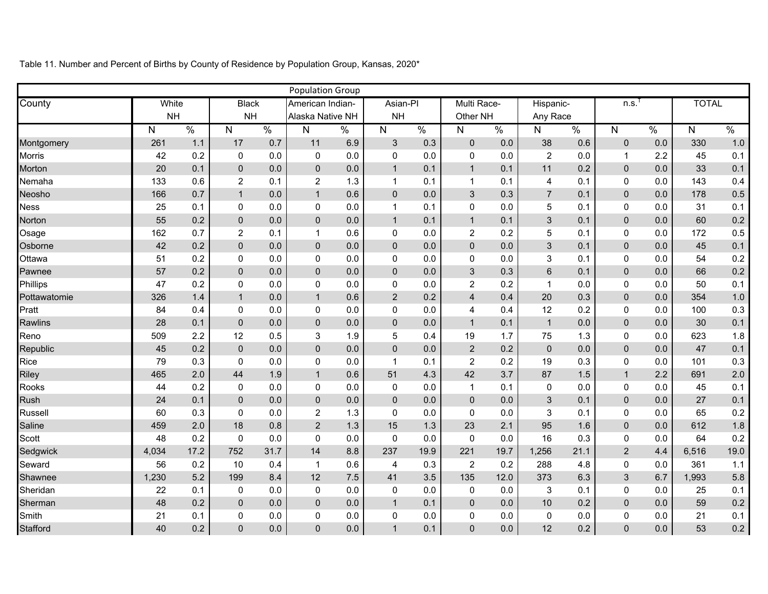Table 11. Number and Percent of Births by County of Residence by Population Group, Kansas, 2020*

| County | White NH | | Black NH | | American Indian-Alaska Native NH | | Asian-PI NH | | Multi Race-Other NH | | Hispanic-Any Race | | n.s.[†] | | TOTAL | |
|---|---|---|---|---|---|---|---|---|---|---|---|---|---|---|---|---|
| | N | % | N | % | N | % | N | % | N | % | N | % | N | % | N | % |
| Montgomery | 261 | 1.1 | 17 | 0.7 | 11 | 6.9 | 3 | 0.3 | 0 | 0.0 | 38 | 0.6 | 0 | 0.0 | 330 | 1.0 |
| Morris | 42 | 0.2 | 0 | 0.0 | 0 | 0.0 | 0 | 0.0 | 0 | 0.0 | 2 | 0.0 | 1 | 2.2 | 45 | 0.1 |
| Morton | 20 | 0.1 | 0 | 0.0 | 0 | 0.0 | 1 | 0.1 | 1 | 0.1 | 11 | 0.2 | 0 | 0.0 | 33 | 0.1 |
| Nemaha | 133 | 0.6 | 2 | 0.1 | 2 | 1.3 | 1 | 0.1 | 1 | 0.1 | 4 | 0.1 | 0 | 0.0 | 143 | 0.4 |
| Neosho | 166 | 0.7 | 1 | 0.0 | 1 | 0.6 | 0 | 0.0 | 3 | 0.3 | 7 | 0.1 | 0 | 0.0 | 178 | 0.5 |
| Ness | 25 | 0.1 | 0 | 0.0 | 0 | 0.0 | 1 | 0.1 | 0 | 0.0 | 5 | 0.1 | 0 | 0.0 | 31 | 0.1 |
| Norton | 55 | 0.2 | 0 | 0.0 | 0 | 0.0 | 1 | 0.1 | 1 | 0.1 | 3 | 0.1 | 0 | 0.0 | 60 | 0.2 |
| Osage | 162 | 0.7 | 2 | 0.1 | 1 | 0.6 | 0 | 0.0 | 2 | 0.2 | 5 | 0.1 | 0 | 0.0 | 172 | 0.5 |
| Osborne | 42 | 0.2 | 0 | 0.0 | 0 | 0.0 | 0 | 0.0 | 0 | 0.0 | 3 | 0.1 | 0 | 0.0 | 45 | 0.1 |
| Ottawa | 51 | 0.2 | 0 | 0.0 | 0 | 0.0 | 0 | 0.0 | 0 | 0.0 | 3 | 0.1 | 0 | 0.0 | 54 | 0.2 |
| Pawnee | 57 | 0.2 | 0 | 0.0 | 0 | 0.0 | 0 | 0.0 | 3 | 0.3 | 6 | 0.1 | 0 | 0.0 | 66 | 0.2 |
| Phillips | 47 | 0.2 | 0 | 0.0 | 0 | 0.0 | 0 | 0.0 | 2 | 0.2 | 1 | 0.0 | 0 | 0.0 | 50 | 0.1 |
| Pottawatomie | 326 | 1.4 | 1 | 0.0 | 1 | 0.6 | 2 | 0.2 | 4 | 0.4 | 20 | 0.3 | 0 | 0.0 | 354 | 1.0 |
| Pratt | 84 | 0.4 | 0 | 0.0 | 0 | 0.0 | 0 | 0.0 | 4 | 0.4 | 12 | 0.2 | 0 | 0.0 | 100 | 0.3 |
| Rawlins | 28 | 0.1 | 0 | 0.0 | 0 | 0.0 | 0 | 0.0 | 1 | 0.1 | 1 | 0.0 | 0 | 0.0 | 30 | 0.1 |
| Reno | 509 | 2.2 | 12 | 0.5 | 3 | 1.9 | 5 | 0.4 | 19 | 1.7 | 75 | 1.3 | 0 | 0.0 | 623 | 1.8 |
| Republic | 45 | 0.2 | 0 | 0.0 | 0 | 0.0 | 0 | 0.0 | 2 | 0.2 | 0 | 0.0 | 0 | 0.0 | 47 | 0.1 |
| Rice | 79 | 0.3 | 0 | 0.0 | 0 | 0.0 | 1 | 0.1 | 2 | 0.2 | 19 | 0.3 | 0 | 0.0 | 101 | 0.3 |
| Riley | 465 | 2.0 | 44 | 1.9 | 1 | 0.6 | 51 | 4.3 | 42 | 3.7 | 87 | 1.5 | 1 | 2.2 | 691 | 2.0 |
| Rooks | 44 | 0.2 | 0 | 0.0 | 0 | 0.0 | 0 | 0.0 | 1 | 0.1 | 0 | 0.0 | 0 | 0.0 | 45 | 0.1 |
| Rush | 24 | 0.1 | 0 | 0.0 | 0 | 0.0 | 0 | 0.0 | 0 | 0.0 | 3 | 0.1 | 0 | 0.0 | 27 | 0.1 |
| Russell | 60 | 0.3 | 0 | 0.0 | 2 | 1.3 | 0 | 0.0 | 0 | 0.0 | 3 | 0.1 | 0 | 0.0 | 65 | 0.2 |
| Saline | 459 | 2.0 | 18 | 0.8 | 2 | 1.3 | 15 | 1.3 | 23 | 2.1 | 95 | 1.6 | 0 | 0.0 | 612 | 1.8 |
| Scott | 48 | 0.2 | 0 | 0.0 | 0 | 0.0 | 0 | 0.0 | 0 | 0.0 | 16 | 0.3 | 0 | 0.0 | 64 | 0.2 |
| Sedgwick | 4,034 | 17.2 | 752 | 31.7 | 14 | 8.8 | 237 | 19.9 | 221 | 19.7 | 1,256 | 21.1 | 2 | 4.4 | 6,516 | 19.0 |
| Seward | 56 | 0.2 | 10 | 0.4 | 1 | 0.6 | 4 | 0.3 | 2 | 0.2 | 288 | 4.8 | 0 | 0.0 | 361 | 1.1 |
| Shawnee | 1,230 | 5.2 | 199 | 8.4 | 12 | 7.5 | 41 | 3.5 | 135 | 12.0 | 373 | 6.3 | 3 | 6.7 | 1,993 | 5.8 |
| Sheridan | 22 | 0.1 | 0 | 0.0 | 0 | 0.0 | 0 | 0.0 | 0 | 0.0 | 3 | 0.1 | 0 | 0.0 | 25 | 0.1 |
| Sherman | 48 | 0.2 | 0 | 0.0 | 0 | 0.0 | 1 | 0.1 | 0 | 0.0 | 10 | 0.2 | 0 | 0.0 | 59 | 0.2 |
| Smith | 21 | 0.1 | 0 | 0.0 | 0 | 0.0 | 0 | 0.0 | 0 | 0.0 | 0 | 0.0 | 0 | 0.0 | 21 | 0.1 |
| Stafford | 40 | 0.2 | 0 | 0.0 | 0 | 0.0 | 1 | 0.1 | 0 | 0.0 | 12 | 0.2 | 0 | 0.0 | 53 | 0.2 |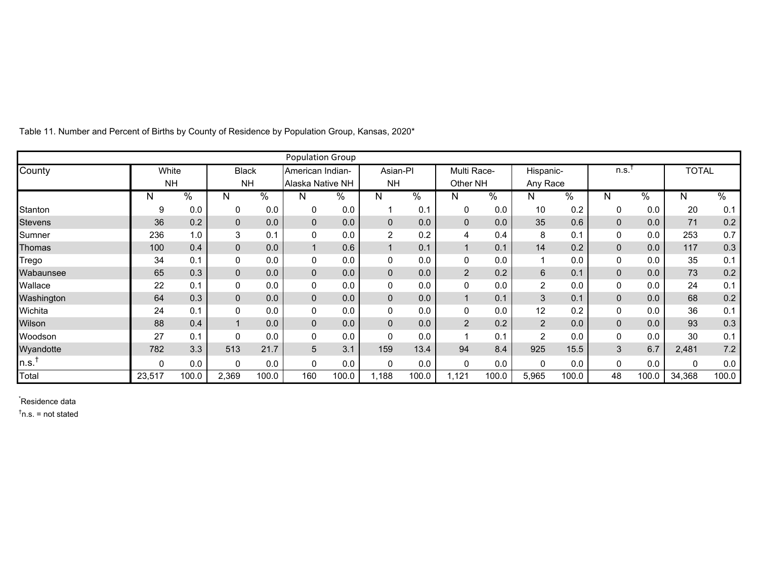Table 11. Number and Percent of Births by County of Residence by Population Group, Kansas, 2020*

| County | White NH | | Black NH | | American Indian-Alaska Native NH | | Asian-PI NH | | Multi Race-Other NH | | Hispanic-Any Race | | n.s.† | | TOTAL | |
|---|---|---|---|---|---|---|---|---|---|---|---|---|---|---|---|---|
| | N | % | N | % | N | % | N | % | N | % | N | % | N | % | N | % |
| Stanton | 9 | 0.0 | 0 | 0.0 | 0 | 0.0 | 1 | 0.1 | 0 | 0.0 | 10 | 0.2 | 0 | 0.0 | 20 | 0.1 |
| Stevens | 36 | 0.2 | 0 | 0.0 | 0 | 0.0 | 0 | 0.0 | 0 | 0.0 | 35 | 0.6 | 0 | 0.0 | 71 | 0.2 |
| Sumner | 236 | 1.0 | 3 | 0.1 | 0 | 0.0 | 2 | 0.2 | 4 | 0.4 | 8 | 0.1 | 0 | 0.0 | 253 | 0.7 |
| Thomas | 100 | 0.4 | 0 | 0.0 | 1 | 0.6 | 1 | 0.1 | 1 | 0.1 | 14 | 0.2 | 0 | 0.0 | 117 | 0.3 |
| Trego | 34 | 0.1 | 0 | 0.0 | 0 | 0.0 | 0 | 0.0 | 0 | 0.0 | 1 | 0.0 | 0 | 0.0 | 35 | 0.1 |
| Wabaunsee | 65 | 0.3 | 0 | 0.0 | 0 | 0.0 | 0 | 0.0 | 2 | 0.2 | 6 | 0.1 | 0 | 0.0 | 73 | 0.2 |
| Wallace | 22 | 0.1 | 0 | 0.0 | 0 | 0.0 | 0 | 0.0 | 0 | 0.0 | 2 | 0.0 | 0 | 0.0 | 24 | 0.1 |
| Washington | 64 | 0.3 | 0 | 0.0 | 0 | 0.0 | 0 | 0.0 | 1 | 0.1 | 3 | 0.1 | 0 | 0.0 | 68 | 0.2 |
| Wichita | 24 | 0.1 | 0 | 0.0 | 0 | 0.0 | 0 | 0.0 | 0 | 0.0 | 12 | 0.2 | 0 | 0.0 | 36 | 0.1 |
| Wilson | 88 | 0.4 | 1 | 0.0 | 0 | 0.0 | 0 | 0.0 | 2 | 0.2 | 2 | 0.0 | 0 | 0.0 | 93 | 0.3 |
| Woodson | 27 | 0.1 | 0 | 0.0 | 0 | 0.0 | 0 | 0.0 | 1 | 0.1 | 2 | 0.0 | 0 | 0.0 | 30 | 0.1 |
| Wyandotte | 782 | 3.3 | 513 | 21.7 | 5 | 3.1 | 159 | 13.4 | 94 | 8.4 | 925 | 15.5 | 3 | 6.7 | 2,481 | 7.2 |
| n.s.† | 0 | 0.0 | 0 | 0.0 | 0 | 0.0 | 0 | 0.0 | 0 | 0.0 | 0 | 0.0 | 0 | 0.0 | 0 | 0.0 |
| Total | 23,517 | 100.0 | 2,369 | 100.0 | 160 | 100.0 | 1,188 | 100.0 | 1,121 | 100.0 | 5,965 | 100.0 | 48 | 100.0 | 34,368 | 100.0 |

*Residence data

†n.s. = not stated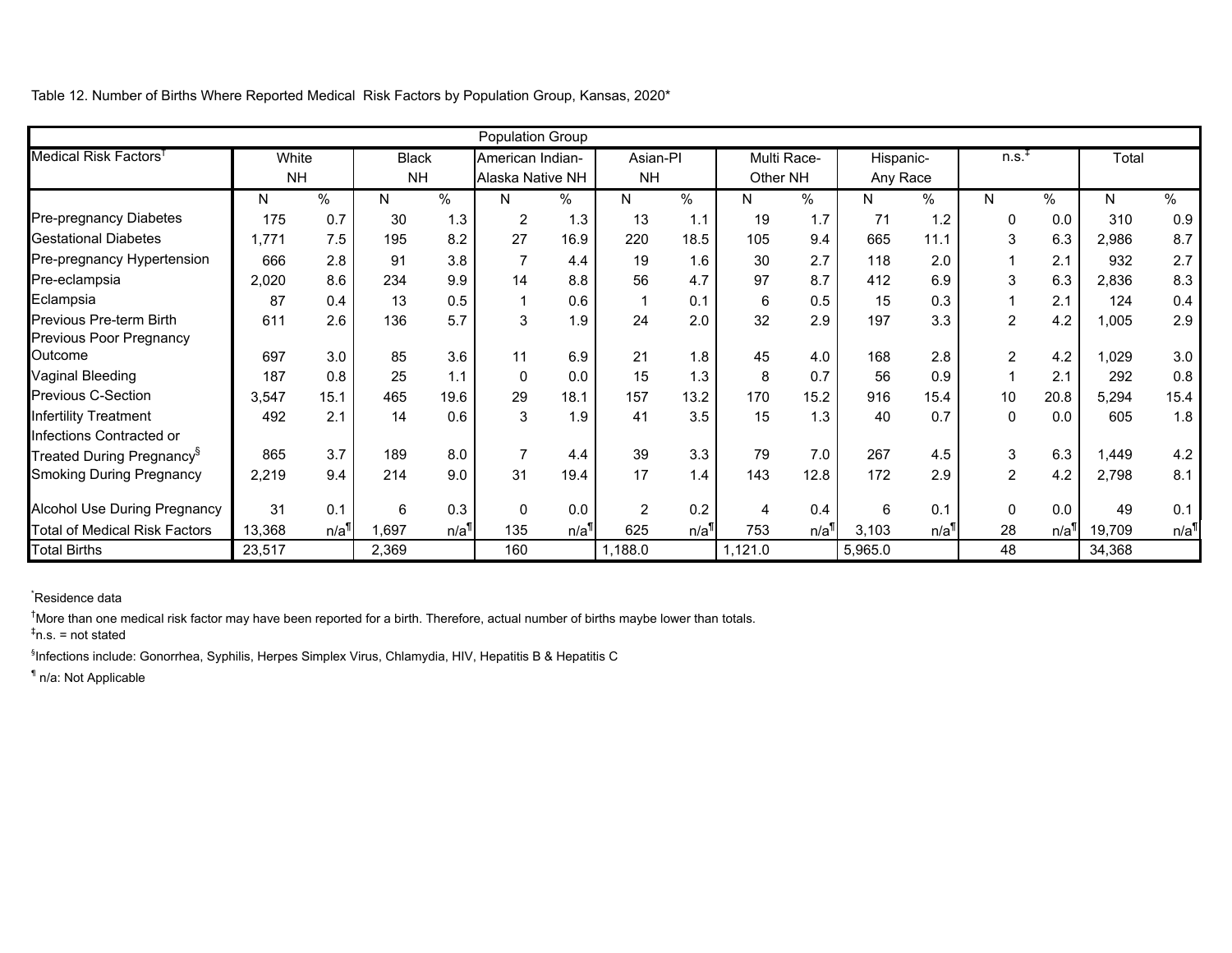Table 12. Number of Births Where Reported Medical Risk Factors by Population Group, Kansas, 2020*

| Medical Risk Factors† | White NH | | Black NH | | American Indian-Alaska Native NH | | Asian-PI NH | | Multi Race-Other NH | | Hispanic-Any Race | | n.s.‡ | | Total | |
|---|---|---|---|---|---|---|---|---|---|---|---|---|---|---|---|---|
| | N | % | N | % | N | % | N | % | N | % | N | % | N | % | N | % |
| Pre-pregnancy Diabetes | 175 | 0.7 | 30 | 1.3 | 2 | 1.3 | 13 | 1.1 | 19 | 1.7 | 71 | 1.2 | 0 | 0.0 | 310 | 0.9 |
| Gestational Diabetes | 1,771 | 7.5 | 195 | 8.2 | 27 | 16.9 | 220 | 18.5 | 105 | 9.4 | 665 | 11.1 | 3 | 6.3 | 2,986 | 8.7 |
| Pre-pregnancy Hypertension | 666 | 2.8 | 91 | 3.8 | 7 | 4.4 | 19 | 1.6 | 30 | 2.7 | 118 | 2.0 | 1 | 2.1 | 932 | 2.7 |
| Pre-eclampsia | 2,020 | 8.6 | 234 | 9.9 | 14 | 8.8 | 56 | 4.7 | 97 | 8.7 | 412 | 6.9 | 3 | 6.3 | 2,836 | 8.3 |
| Eclampsia | 87 | 0.4 | 13 | 0.5 | 1 | 0.6 | 1 | 0.1 | 6 | 0.5 | 15 | 0.3 | 1 | 2.1 | 124 | 0.4 |
| Previous Pre-term Birth | 611 | 2.6 | 136 | 5.7 | 3 | 1.9 | 24 | 2.0 | 32 | 2.9 | 197 | 3.3 | 2 | 4.2 | 1,005 | 2.9 |
| Previous Poor Pregnancy Outcome | 697 | 3.0 | 85 | 3.6 | 11 | 6.9 | 21 | 1.8 | 45 | 4.0 | 168 | 2.8 | 2 | 4.2 | 1,029 | 3.0 |
| Vaginal Bleeding | 187 | 0.8 | 25 | 1.1 | 0 | 0.0 | 15 | 1.3 | 8 | 0.7 | 56 | 0.9 | 1 | 2.1 | 292 | 0.8 |
| Previous C-Section | 3,547 | 15.1 | 465 | 19.6 | 29 | 18.1 | 157 | 13.2 | 170 | 15.2 | 916 | 15.4 | 10 | 20.8 | 5,294 | 15.4 |
| Infertility Treatment | 492 | 2.1 | 14 | 0.6 | 3 | 1.9 | 41 | 3.5 | 15 | 1.3 | 40 | 0.7 | 0 | 0.0 | 605 | 1.8 |
| Infections Contracted or Treated During Pregnancy§ | 865 | 3.7 | 189 | 8.0 | 7 | 4.4 | 39 | 3.3 | 79 | 7.0 | 267 | 4.5 | 3 | 6.3 | 1,449 | 4.2 |
| Smoking During Pregnancy | 2,219 | 9.4 | 214 | 9.0 | 31 | 19.4 | 17 | 1.4 | 143 | 12.8 | 172 | 2.9 | 2 | 4.2 | 2,798 | 8.1 |
| Alcohol Use During Pregnancy | 31 | 0.1 | 6 | 0.3 | 0 | 0.0 | 2 | 0.2 | 4 | 0.4 | 6 | 0.1 | 0 | 0.0 | 49 | 0.1 |
| Total of Medical Risk Factors | 13,368 | n/a¶ | 1,697 | n/a¶ | 135 | n/a¶ | 625 | n/a¶ | 753 | n/a¶ | 3,103 | n/a¶ | 28 | n/a¶ | 19,709 | n/a¶ |
| Total Births | 23,517 | | 2,369 | | 160 | | 1,188.0 | | 1,121.0 | | 5,965.0 | | 48 | | 34,368 | |

*Residence data

†More than one medical risk factor may have been reported for a birth. Therefore, actual number of births maybe lower than totals.

‡n.s. = not stated

§Infections include: Gonorrhea, Syphilis, Herpes Simplex Virus, Chlamydia, HIV, Hepatitis B & Hepatitis C

¶ n/a: Not Applicable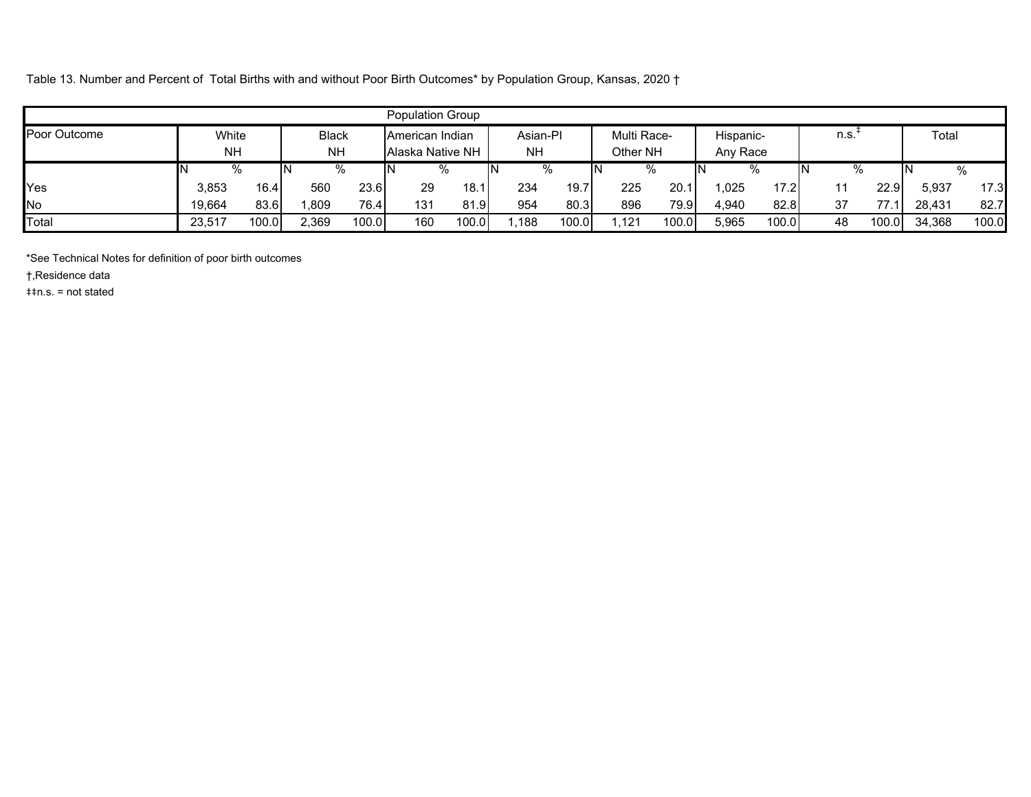Table 13. Number and Percent of Total Births with and without Poor Birth Outcomes* by Population Group, Kansas, 2020 †

| Population Group | | | | | | | | | | | | | | | | |
|---|---|---|---|---|---|---|---|---|---|---|---|---|---|---|---|---|
| Poor Outcome | White NH | | Black NH | | American Indian Alaska Native NH | | Asian-PI NH | | Multi Race-Other NH | | Hispanic-Any Race | | n.s.‡ | | Total | |
| | N | % | N | % | N | % | N | % | N | % | N | % | N | % | N | % |
| Yes | 3,853 | 16.4 | 560 | 23.6 | 29 | 18.1 | 234 | 19.7 | 225 | 20.1 | 1,025 | 17.2 | 11 | 22.9 | 5,937 | 17.3 |
| No | 19,664 | 83.6 | 1,809 | 76.4 | 131 | 81.9 | 954 | 80.3 | 896 | 79.9 | 4,940 | 82.8 | 37 | 77.1 | 28,431 | 82.7 |
| Total | 23,517 | 100.0 | 2,369 | 100.0 | 160 | 100.0 | 1,188 | 100.0 | 1,121 | 100.0 | 5,965 | 100.0 | 48 | 100.0 | 34,368 | 100.0 |

*See Technical Notes for definition of poor birth outcomes

†,Residence data

‡‡n.s. = not stated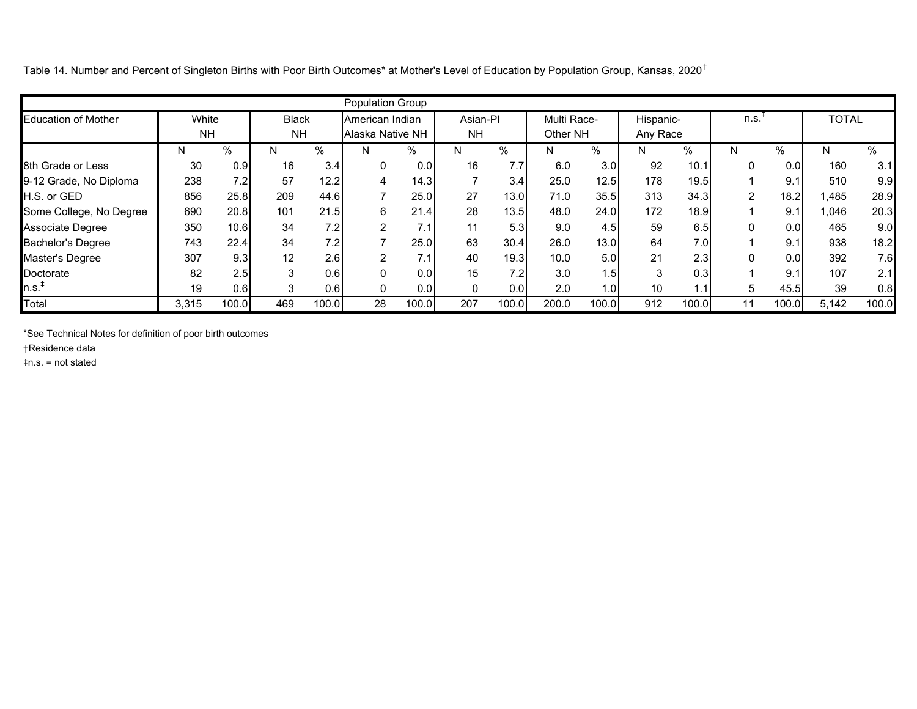Table 14. Number and Percent of Singleton Births with Poor Birth Outcomes* at Mother's Level of Education by Population Group, Kansas, 2020†

| Education of Mother | Population Group | | | | | | | | | | | | | | | |
|---|---|---|---|---|---|---|---|---|---|---|---|---|---|---|---|---|
| | White NH | | Black NH | | American Indian Alaska Native NH | | Asian-PI NH | | Multi Race-Other NH | | Hispanic-Any Race | | n.s.‡ | | TOTAL | |
| | N | % | N | % | N | % | N | % | N | % | N | % | N | % | N | % |
| 8th Grade or Less | 30 | 0.9 | 16 | 3.4 | 0 | 0.0 | 16 | 7.7 | 6.0 | 3.0 | 92 | 10.1 | 0 | 0.0 | 160 | 3.1 |
| 9-12 Grade, No Diploma | 238 | 7.2 | 57 | 12.2 | 4 | 14.3 | 7 | 3.4 | 25.0 | 12.5 | 178 | 19.5 | 1 | 9.1 | 510 | 9.9 |
| H.S. or GED | 856 | 25.8 | 209 | 44.6 | 7 | 25.0 | 27 | 13.0 | 71.0 | 35.5 | 313 | 34.3 | 2 | 18.2 | 1,485 | 28.9 |
| Some College, No Degree | 690 | 20.8 | 101 | 21.5 | 6 | 21.4 | 28 | 13.5 | 48.0 | 24.0 | 172 | 18.9 | 1 | 9.1 | 1,046 | 20.3 |
| Associate Degree | 350 | 10.6 | 34 | 7.2 | 2 | 7.1 | 11 | 5.3 | 9.0 | 4.5 | 59 | 6.5 | 0 | 0.0 | 465 | 9.0 |
| Bachelor's Degree | 743 | 22.4 | 34 | 7.2 | 7 | 25.0 | 63 | 30.4 | 26.0 | 13.0 | 64 | 7.0 | 1 | 9.1 | 938 | 18.2 |
| Master's Degree | 307 | 9.3 | 12 | 2.6 | 2 | 7.1 | 40 | 19.3 | 10.0 | 5.0 | 21 | 2.3 | 0 | 0.0 | 392 | 7.6 |
| Doctorate | 82 | 2.5 | 3 | 0.6 | 0 | 0.0 | 15 | 7.2 | 3.0 | 1.5 | 3 | 0.3 | 1 | 9.1 | 107 | 2.1 |
| n.s.‡ | 19 | 0.6 | 3 | 0.6 | 0 | 0.0 | 0 | 0.0 | 2.0 | 1.0 | 10 | 1.1 | 5 | 45.5 | 39 | 0.8 |
| Total | 3,315 | 100.0 | 469 | 100.0 | 28 | 100.0 | 207 | 100.0 | 200.0 | 100.0 | 912 | 100.0 | 11 | 100.0 | 5,142 | 100.0 |

*See Technical Notes for definition of poor birth outcomes

†Residence data

‡n.s. = not stated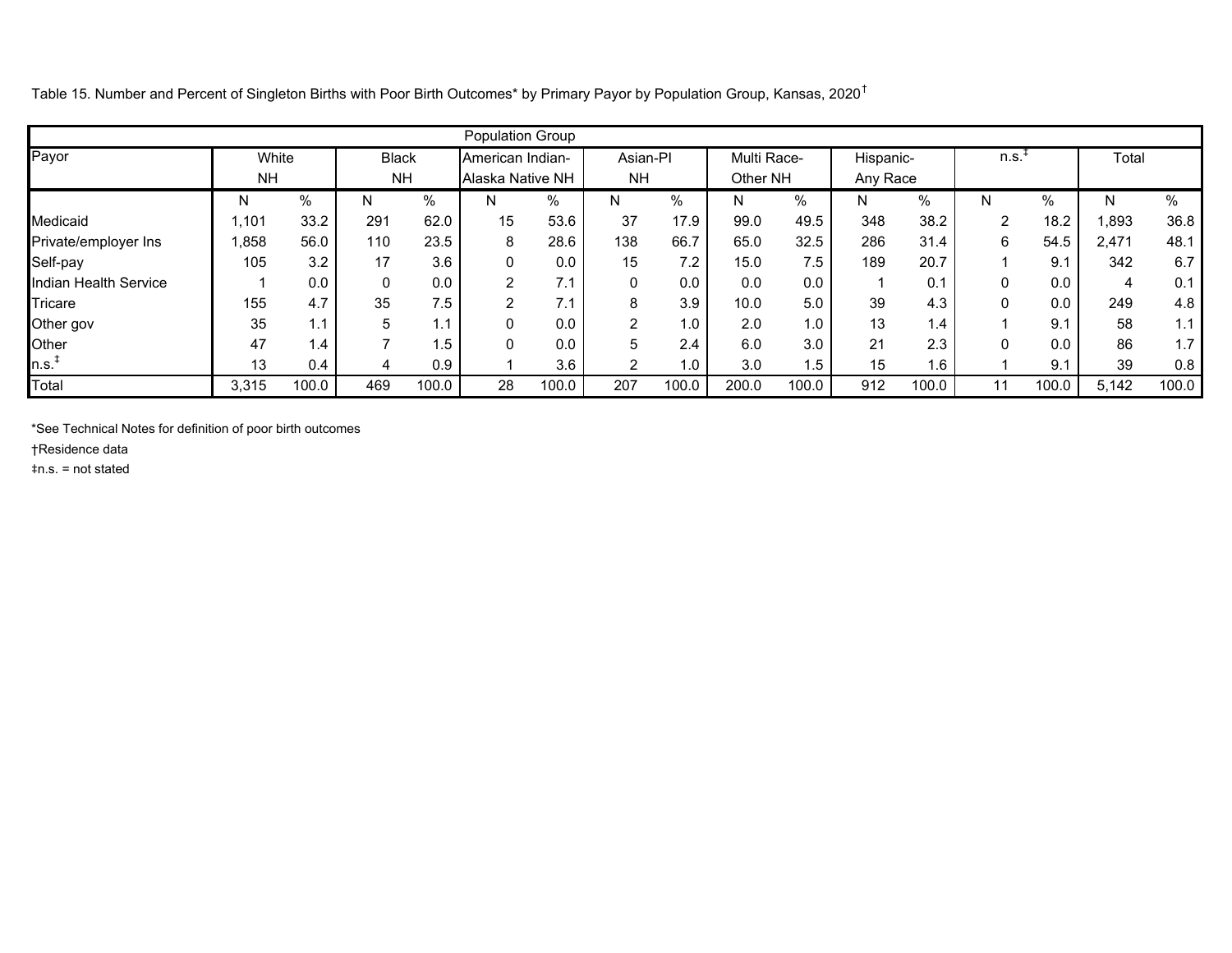Table 15. Number and Percent of Singleton Births with Poor Birth Outcomes* by Primary Payor by Population Group, Kansas, 2020†

| Payor | White NH | | Black NH | | American Indian-Alaska Native NH | | Asian-PI NH | | Multi Race-Other NH | | Hispanic-Any Race | | n.s.‡ | | Total | |
|---|---|---|---|---|---|---|---|---|---|---|---|---|---|---|---|---|
| | N | % | N | % | N | % | N | % | N | % | N | % | N | % | N | % |
| Medicaid | 1,101 | 33.2 | 291 | 62.0 | 15 | 53.6 | 37 | 17.9 | 99.0 | 49.5 | 348 | 38.2 | 2 | 18.2 | 1,893 | 36.8 |
| Private/employer Ins | 1,858 | 56.0 | 110 | 23.5 | 8 | 28.6 | 138 | 66.7 | 65.0 | 32.5 | 286 | 31.4 | 6 | 54.5 | 2,471 | 48.1 |
| Self-pay | 105 | 3.2 | 17 | 3.6 | 0 | 0.0 | 15 | 7.2 | 15.0 | 7.5 | 189 | 20.7 | 1 | 9.1 | 342 | 6.7 |
| Indian Health Service | 1 | 0.0 | 0 | 0.0 | 2 | 7.1 | 0 | 0.0 | 0.0 | 0.0 | 1 | 0.1 | 0 | 0.0 | 4 | 0.1 |
| Tricare | 155 | 4.7 | 35 | 7.5 | 2 | 7.1 | 8 | 3.9 | 10.0 | 5.0 | 39 | 4.3 | 0 | 0.0 | 249 | 4.8 |
| Other gov | 35 | 1.1 | 5 | 1.1 | 0 | 0.0 | 2 | 1.0 | 2.0 | 1.0 | 13 | 1.4 | 1 | 9.1 | 58 | 1.1 |
| Other | 47 | 1.4 | 7 | 1.5 | 0 | 0.0 | 5 | 2.4 | 6.0 | 3.0 | 21 | 2.3 | 0 | 0.0 | 86 | 1.7 |
| n.s.‡ | 13 | 0.4 | 4 | 0.9 | 1 | 3.6 | 2 | 1.0 | 3.0 | 1.5 | 15 | 1.6 | 1 | 9.1 | 39 | 0.8 |
| Total | 3,315 | 100.0 | 469 | 100.0 | 28 | 100.0 | 207 | 100.0 | 200.0 | 100.0 | 912 | 100.0 | 11 | 100.0 | 5,142 | 100.0 |

*See Technical Notes for definition of poor birth outcomes

†Residence data

‡n.s. = not stated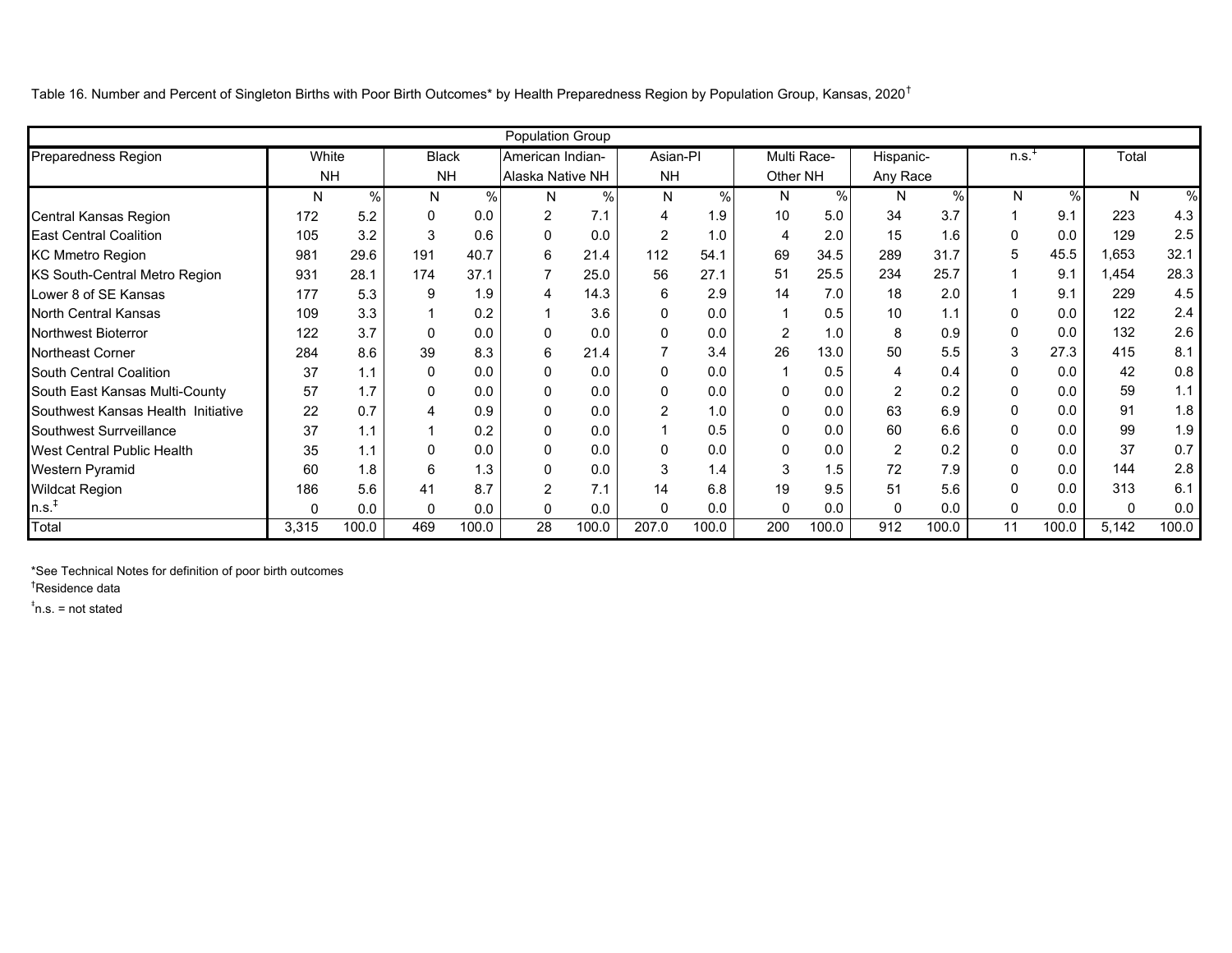Table 16. Number and Percent of Singleton Births with Poor Birth Outcomes* by Health Preparedness Region by Population Group, Kansas, 2020†

| | Population Group | | | | | | | | | | | | | | | |
|---|---|---|---|---|---|---|---|---|---|---|---|---|---|---|---|---|
| Preparedness Region | White NH | | Black NH | | American Indian-Alaska Native NH | | Asian-PI NH | | Multi Race-Other NH | | Hispanic-Any Race | | n.s.‡ | | Total | |
| | N | % | N | % | N | % | N | % | N | % | N | % | N | % | N | % |
| Central Kansas Region | 172 | 5.2 | 0 | 0.0 | 2 | 7.1 | 4 | 1.9 | 10 | 5.0 | 34 | 3.7 | 1 | 9.1 | 223 | 4.3 |
| East Central Coalition | 105 | 3.2 | 3 | 0.6 | 0 | 0.0 | 2 | 1.0 | 4 | 2.0 | 15 | 1.6 | 0 | 0.0 | 129 | 2.5 |
| KC Mmetro Region | 981 | 29.6 | 191 | 40.7 | 6 | 21.4 | 112 | 54.1 | 69 | 34.5 | 289 | 31.7 | 5 | 45.5 | 1,653 | 32.1 |
| KS South-Central Metro Region | 931 | 28.1 | 174 | 37.1 | 7 | 25.0 | 56 | 27.1 | 51 | 25.5 | 234 | 25.7 | 1 | 9.1 | 1,454 | 28.3 |
| Lower 8 of SE Kansas | 177 | 5.3 | 9 | 1.9 | 4 | 14.3 | 6 | 2.9 | 14 | 7.0 | 18 | 2.0 | 1 | 9.1 | 229 | 4.5 |
| North Central Kansas | 109 | 3.3 | 1 | 0.2 | 1 | 3.6 | 0 | 0.0 | 1 | 0.5 | 10 | 1.1 | 0 | 0.0 | 122 | 2.4 |
| Northwest Bioterror | 122 | 3.7 | 0 | 0.0 | 0 | 0.0 | 0 | 0.0 | 2 | 1.0 | 8 | 0.9 | 0 | 0.0 | 132 | 2.6 |
| Northeast Corner | 284 | 8.6 | 39 | 8.3 | 6 | 21.4 | 7 | 3.4 | 26 | 13.0 | 50 | 5.5 | 3 | 27.3 | 415 | 8.1 |
| South Central Coalition | 37 | 1.1 | 0 | 0.0 | 0 | 0.0 | 0 | 0.0 | 1 | 0.5 | 4 | 0.4 | 0 | 0.0 | 42 | 0.8 |
| South East Kansas Multi-County | 57 | 1.7 | 0 | 0.0 | 0 | 0.0 | 0 | 0.0 | 0 | 0.0 | 2 | 0.2 | 0 | 0.0 | 59 | 1.1 |
| Southwest Kansas Health Initiative | 22 | 0.7 | 4 | 0.9 | 0 | 0.0 | 2 | 1.0 | 0 | 0.0 | 63 | 6.9 | 0 | 0.0 | 91 | 1.8 |
| Southwest Surrveillance | 37 | 1.1 | 1 | 0.2 | 0 | 0.0 | 1 | 0.5 | 0 | 0.0 | 60 | 6.6 | 0 | 0.0 | 99 | 1.9 |
| West Central Public Health | 35 | 1.1 | 0 | 0.0 | 0 | 0.0 | 0 | 0.0 | 0 | 0.0 | 2 | 0.2 | 0 | 0.0 | 37 | 0.7 |
| Western Pyramid | 60 | 1.8 | 6 | 1.3 | 0 | 0.0 | 3 | 1.4 | 3 | 1.5 | 72 | 7.9 | 0 | 0.0 | 144 | 2.8 |
| Wildcat Region | 186 | 5.6 | 41 | 8.7 | 2 | 7.1 | 14 | 6.8 | 19 | 9.5 | 51 | 5.6 | 0 | 0.0 | 313 | 6.1 |
| n.s.‡ | 0 | 0.0 | 0 | 0.0 | 0 | 0.0 | 0 | 0.0 | 0 | 0.0 | 0 | 0.0 | 0 | 0.0 | 0 | 0.0 |
| Total | 3,315 | 100.0 | 469 | 100.0 | 28 | 100.0 | 207.0 | 100.0 | 200 | 100.0 | 912 | 100.0 | 11 | 100.0 | 5,142 | 100.0 |

*See Technical Notes for definition of poor birth outcomes

†Residence data

‡n.s. = not stated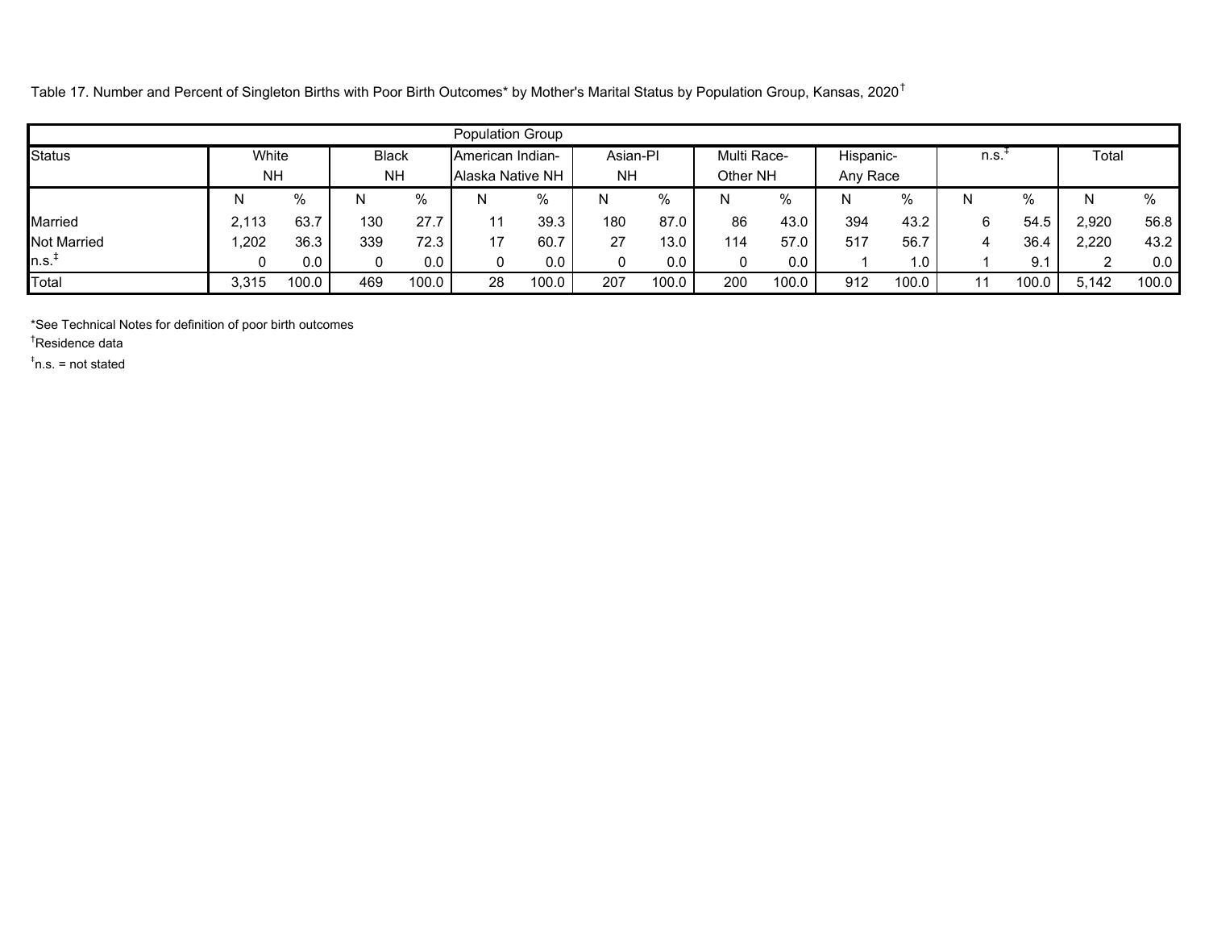Table 17. Number and Percent of Singleton Births with Poor Birth Outcomes* by Mother's Marital Status by Population Group, Kansas, 2020†

| | Population Group | | | | | | | | | | | | | | | |
|---|---|---|---|---|---|---|---|---|---|---|---|---|---|---|---|---|
| Status | White NH | | Black NH | | American Indian-Alaska Native NH | | Asian-PI NH | | Multi Race-Other NH | | Hispanic-Any Race | | n.s.‡ | | Total | |
| | N | % | N | % | N | % | N | % | N | % | N | % | N | % | N | % |
| Married | 2,113 | 63.7 | 130 | 27.7 | 11 | 39.3 | 180 | 87.0 | 86 | 43.0 | 394 | 43.2 | 6 | 54.5 | 2,920 | 56.8 |
| Not Married | 1,202 | 36.3 | 339 | 72.3 | 17 | 60.7 | 27 | 13.0 | 114 | 57.0 | 517 | 56.7 | 4 | 36.4 | 2,220 | 43.2 |
| n.s.‡ | 0 | 0.0 | 0 | 0.0 | 0 | 0.0 | 0 | 0.0 | 0 | 0.0 | 1 | 1.0 | 1 | 9.1 | 2 | 0.0 |
| Total | 3,315 | 100.0 | 469 | 100.0 | 28 | 100.0 | 207 | 100.0 | 200 | 100.0 | 912 | 100.0 | 11 | 100.0 | 5,142 | 100.0 |

*See Technical Notes for definition of poor birth outcomes

†Residence data

‡n.s. = not stated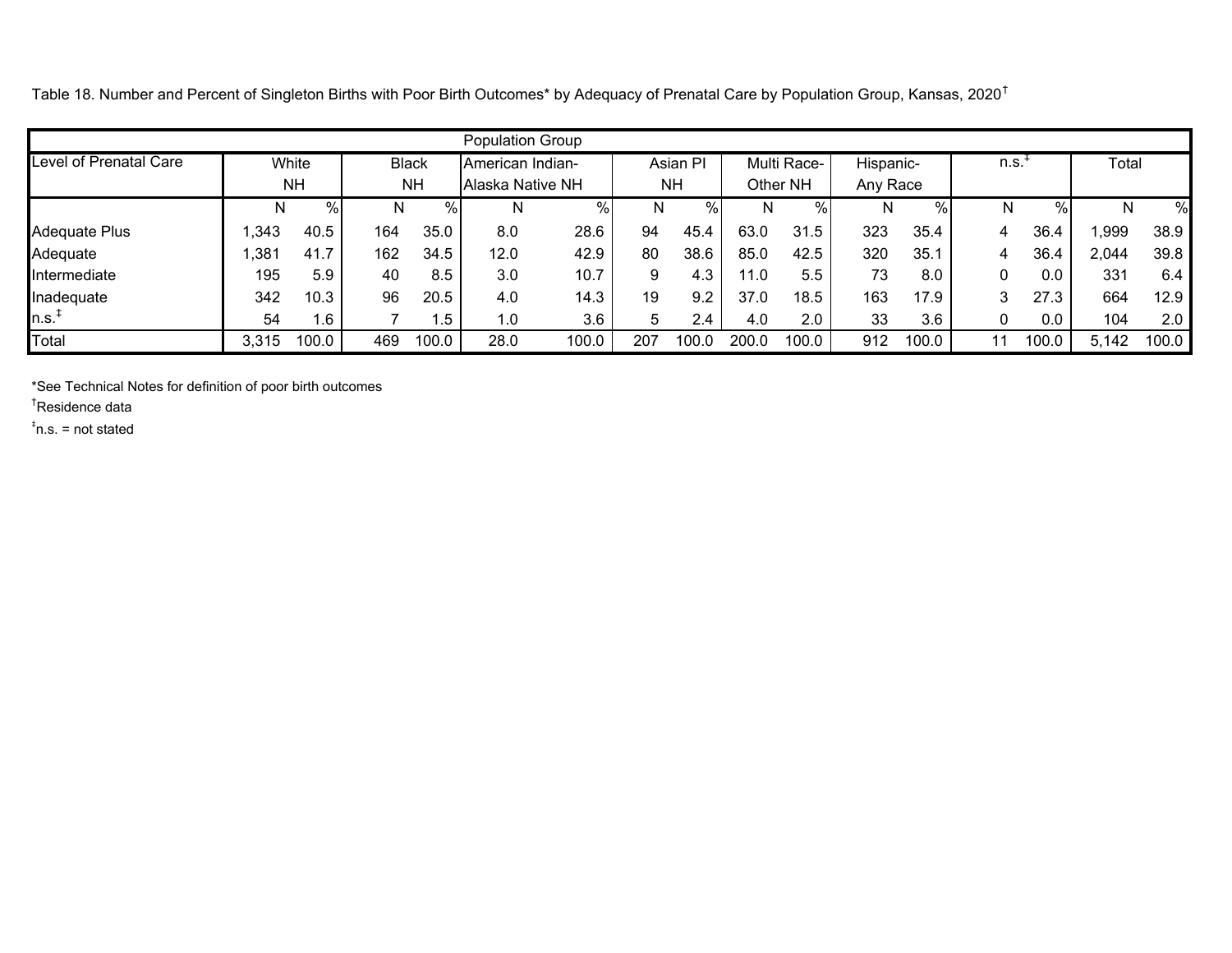Table 18. Number and Percent of Singleton Births with Poor Birth Outcomes* by Adequacy of Prenatal Care by Population Group, Kansas, 2020†

| Level of Prenatal Care | White NH | | Black NH | | American Indian-Alaska Native NH | | Asian PI NH | | Multi Race-Other NH | | Hispanic-Any Race | | n.s.‡ | | Total | |
|---|---|---|---|---|---|---|---|---|---|---|---|---|---|---|---|---|
| | N | % | N | % | N | % | N | % | N | % | N | % | N | % | N | % |
| Adequate Plus | 1,343 | 40.5 | 164 | 35.0 | 8.0 | 28.6 | 94 | 45.4 | 63.0 | 31.5 | 323 | 35.4 | 4 | 36.4 | 1,999 | 38.9 |
| Adequate | 1,381 | 41.7 | 162 | 34.5 | 12.0 | 42.9 | 80 | 38.6 | 85.0 | 42.5 | 320 | 35.1 | 4 | 36.4 | 2,044 | 39.8 |
| Intermediate | 195 | 5.9 | 40 | 8.5 | 3.0 | 10.7 | 9 | 4.3 | 11.0 | 5.5 | 73 | 8.0 | 0 | 0.0 | 331 | 6.4 |
| Inadequate | 342 | 10.3 | 96 | 20.5 | 4.0 | 14.3 | 19 | 9.2 | 37.0 | 18.5 | 163 | 17.9 | 3 | 27.3 | 664 | 12.9 |
| n.s.‡ | 54 | 1.6 | 7 | 1.5 | 1.0 | 3.6 | 5 | 2.4 | 4.0 | 2.0 | 33 | 3.6 | 0 | 0.0 | 104 | 2.0 |
| Total | 3,315 | 100.0 | 469 | 100.0 | 28.0 | 100.0 | 207 | 100.0 | 200.0 | 100.0 | 912 | 100.0 | 11 | 100.0 | 5,142 | 100.0 |

*See Technical Notes for definition of poor birth outcomes

†Residence data

‡n.s. = not stated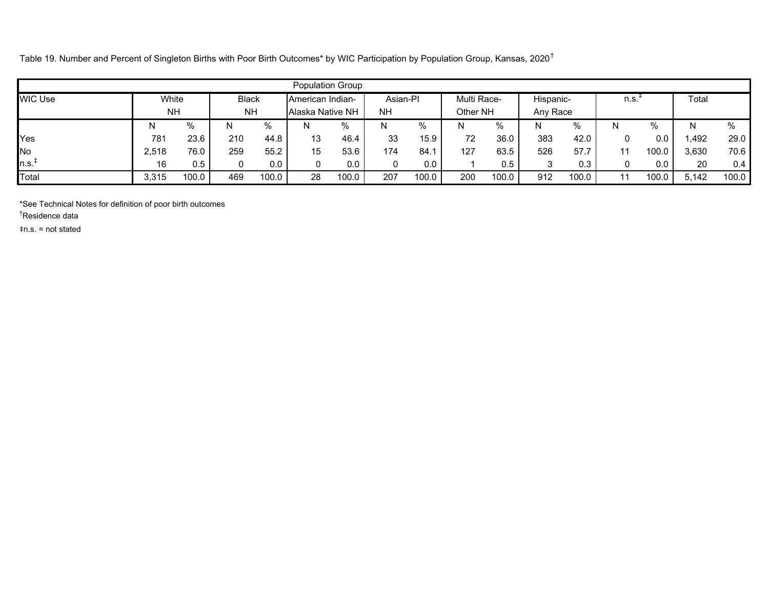Table 19. Number and Percent of Singleton Births with Poor Birth Outcomes* by WIC Participation by Population Group, Kansas, 2020†

| Population Group | | | | | | | | | | | | | | | | |
|---|---|---|---|---|---|---|---|---|---|---|---|---|---|---|---|---|
| WIC Use | White NH | | Black NH | | American Indian-Alaska Native NH | | Asian-PI NH | | Multi Race-Other NH | | Hispanic-Any Race | | n.s.‡ | | Total | |
| | N | % | N | % | N | % | N | % | N | % | N | % | N | % | N | % |
| Yes | 781 | 23.6 | 210 | 44.8 | 13 | 46.4 | 33 | 15.9 | 72 | 36.0 | 383 | 42.0 | 0 | 0.0 | 1,492 | 29.0 |
| No | 2,518 | 76.0 | 259 | 55.2 | 15 | 53.6 | 174 | 84.1 | 127 | 63.5 | 526 | 57.7 | 11 | 100.0 | 3,630 | 70.6 |
| n.s.‡ | 16 | 0.5 | 0 | 0.0 | 0 | 0.0 | 0 | 0.0 | 1 | 0.5 | 3 | 0.3 | 0 | 0.0 | 20 | 0.4 |
| Total | 3,315 | 100.0 | 469 | 100.0 | 28 | 100.0 | 207 | 100.0 | 200 | 100.0 | 912 | 100.0 | 11 | 100.0 | 5,142 | 100.0 |

*See Technical Notes for definition of poor birth outcomes

†Residence data

‡n.s. = not stated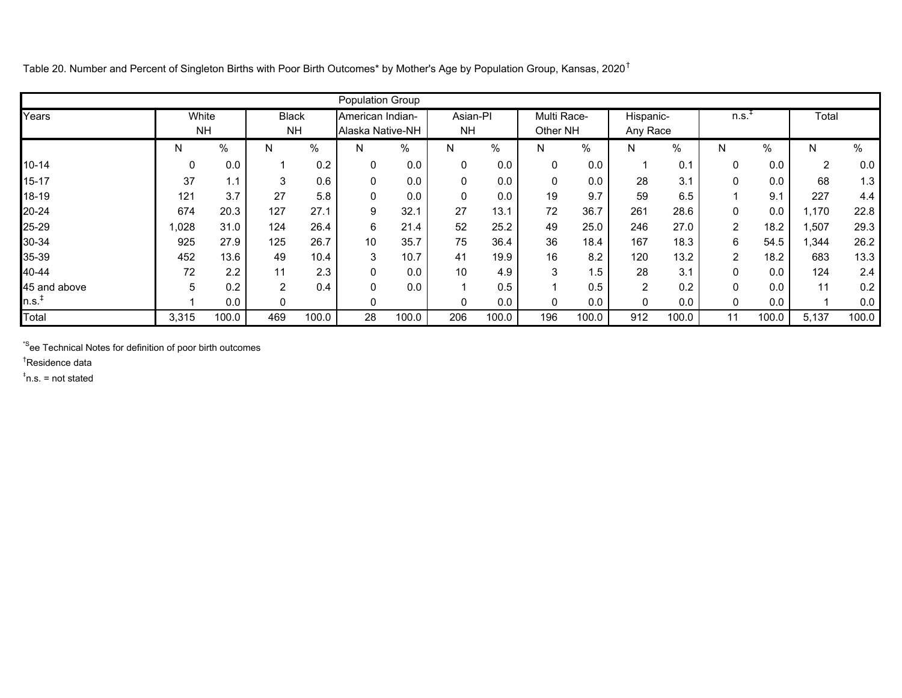Table 20. Number and Percent of Singleton Births with Poor Birth Outcomes* by Mother's Age by Population Group, Kansas, 2020†

| Years | White NH | | Black NH | | American Indian-Alaska Native-NH | | Asian-PI NH | | Multi Race-Other NH | | Hispanic-Any Race | | n.s.‡ | | Total | |
|---|---|---|---|---|---|---|---|---|---|---|---|---|---|---|---|---|
| | N | % | N | % | N | % | N | % | N | % | N | % | N | % | N | % |
| 10-14 | 0 | 0.0 | 1 | 0.2 | 0 | 0.0 | 0 | 0.0 | 0 | 0.0 | 1 | 0.1 | 0 | 0.0 | 2 | 0.0 |
| 15-17 | 37 | 1.1 | 3 | 0.6 | 0 | 0.0 | 0 | 0.0 | 0 | 0.0 | 28 | 3.1 | 0 | 0.0 | 68 | 1.3 |
| 18-19 | 121 | 3.7 | 27 | 5.8 | 0 | 0.0 | 0 | 0.0 | 19 | 9.7 | 59 | 6.5 | 1 | 9.1 | 227 | 4.4 |
| 20-24 | 674 | 20.3 | 127 | 27.1 | 9 | 32.1 | 27 | 13.1 | 72 | 36.7 | 261 | 28.6 | 0 | 0.0 | 1,170 | 22.8 |
| 25-29 | 1,028 | 31.0 | 124 | 26.4 | 6 | 21.4 | 52 | 25.2 | 49 | 25.0 | 246 | 27.0 | 2 | 18.2 | 1,507 | 29.3 |
| 30-34 | 925 | 27.9 | 125 | 26.7 | 10 | 35.7 | 75 | 36.4 | 36 | 18.4 | 167 | 18.3 | 6 | 54.5 | 1,344 | 26.2 |
| 35-39 | 452 | 13.6 | 49 | 10.4 | 3 | 10.7 | 41 | 19.9 | 16 | 8.2 | 120 | 13.2 | 2 | 18.2 | 683 | 13.3 |
| 40-44 | 72 | 2.2 | 11 | 2.3 | 0 | 0.0 | 10 | 4.9 | 3 | 1.5 | 28 | 3.1 | 0 | 0.0 | 124 | 2.4 |
| 45 and above | 5 | 0.2 | 2 | 0.4 | 0 | 0.0 | 1 | 0.5 | 1 | 0.5 | 2 | 0.2 | 0 | 0.0 | 11 | 0.2 |
| n.s.‡ | 1 | 0.0 | 0 | | 0 | | 0 | 0.0 | 0 | 0.0 | 0 | 0.0 | 0 | 0.0 | 1 | 0.0 |
| Total | 3,315 | 100.0 | 469 | 100.0 | 28 | 100.0 | 206 | 100.0 | 196 | 100.0 | 912 | 100.0 | 11 | 100.0 | 5,137 | 100.0 |

*See Technical Notes for definition of poor birth outcomes

†Residence data

‡n.s. = not stated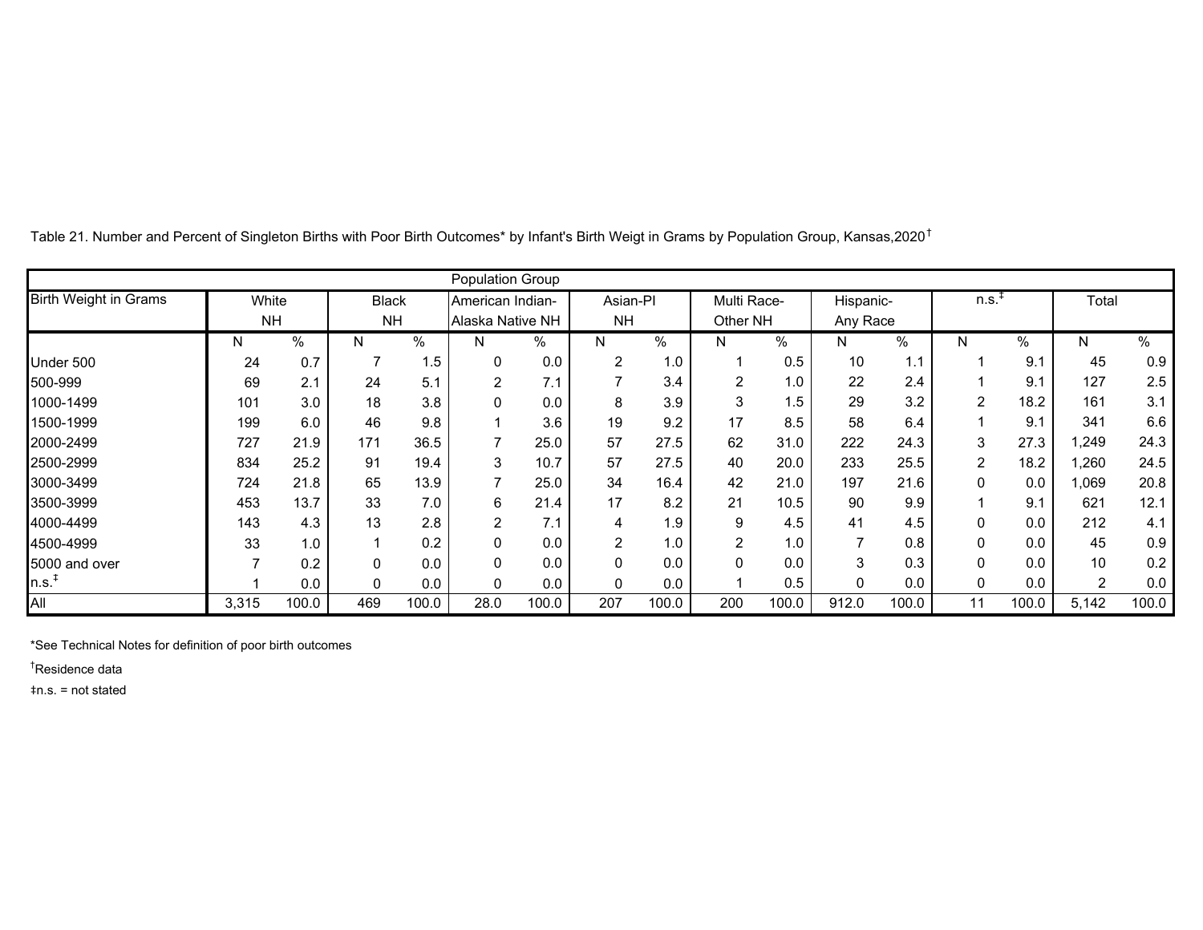Table 21. Number and Percent of Singleton Births with Poor Birth Outcomes* by Infant's Birth Weigt in Grams by Population Group, Kansas,2020†

| Birth Weight in Grams | Population Group | | | | | | | | | | | | | | | |
|---|---|---|---|---|---|---|---|---|---|---|---|---|---|---|---|---|
| | White NH | | Black NH | | American Indian-Alaska Native NH | | Asian-PI NH | | Multi Race-Other NH | | Hispanic-Any Race | | n.s.‡ | | Total | |
| | N | % | N | % | N | % | N | % | N | % | N | % | N | % | N | % |
| Under 500 | 24 | 0.7 | 7 | 1.5 | 0 | 0.0 | 2 | 1.0 | 1 | 0.5 | 10 | 1.1 | 1 | 9.1 | 45 | 0.9 |
| 500-999 | 69 | 2.1 | 24 | 5.1 | 2 | 7.1 | 7 | 3.4 | 2 | 1.0 | 22 | 2.4 | 1 | 9.1 | 127 | 2.5 |
| 1000-1499 | 101 | 3.0 | 18 | 3.8 | 0 | 0.0 | 8 | 3.9 | 3 | 1.5 | 29 | 3.2 | 2 | 18.2 | 161 | 3.1 |
| 1500-1999 | 199 | 6.0 | 46 | 9.8 | 1 | 3.6 | 19 | 9.2 | 17 | 8.5 | 58 | 6.4 | 1 | 9.1 | 341 | 6.6 |
| 2000-2499 | 727 | 21.9 | 171 | 36.5 | 7 | 25.0 | 57 | 27.5 | 62 | 31.0 | 222 | 24.3 | 3 | 27.3 | 1,249 | 24.3 |
| 2500-2999 | 834 | 25.2 | 91 | 19.4 | 3 | 10.7 | 57 | 27.5 | 40 | 20.0 | 233 | 25.5 | 2 | 18.2 | 1,260 | 24.5 |
| 3000-3499 | 724 | 21.8 | 65 | 13.9 | 7 | 25.0 | 34 | 16.4 | 42 | 21.0 | 197 | 21.6 | 0 | 0.0 | 1,069 | 20.8 |
| 3500-3999 | 453 | 13.7 | 33 | 7.0 | 6 | 21.4 | 17 | 8.2 | 21 | 10.5 | 90 | 9.9 | 1 | 9.1 | 621 | 12.1 |
| 4000-4499 | 143 | 4.3 | 13 | 2.8 | 2 | 7.1 | 4 | 1.9 | 9 | 4.5 | 41 | 4.5 | 0 | 0.0 | 212 | 4.1 |
| 4500-4999 | 33 | 1.0 | 1 | 0.2 | 0 | 0.0 | 2 | 1.0 | 2 | 1.0 | 7 | 0.8 | 0 | 0.0 | 45 | 0.9 |
| 5000 and over | 7 | 0.2 | 0 | 0.0 | 0 | 0.0 | 0 | 0.0 | 0 | 0.0 | 3 | 0.3 | 0 | 0.0 | 10 | 0.2 |
| n.s.‡ | 1 | 0.0 | 0 | 0.0 | 0 | 0.0 | 0 | 0.0 | 1 | 0.5 | 0 | 0.0 | 0 | 0.0 | 2 | 0.0 |
| All | 3,315 | 100.0 | 469 | 100.0 | 28.0 | 100.0 | 207 | 100.0 | 200 | 100.0 | 912.0 | 100.0 | 11 | 100.0 | 5,142 | 100.0 |

*See Technical Notes for definition of poor birth outcomes

†Residence data

‡n.s. = not stated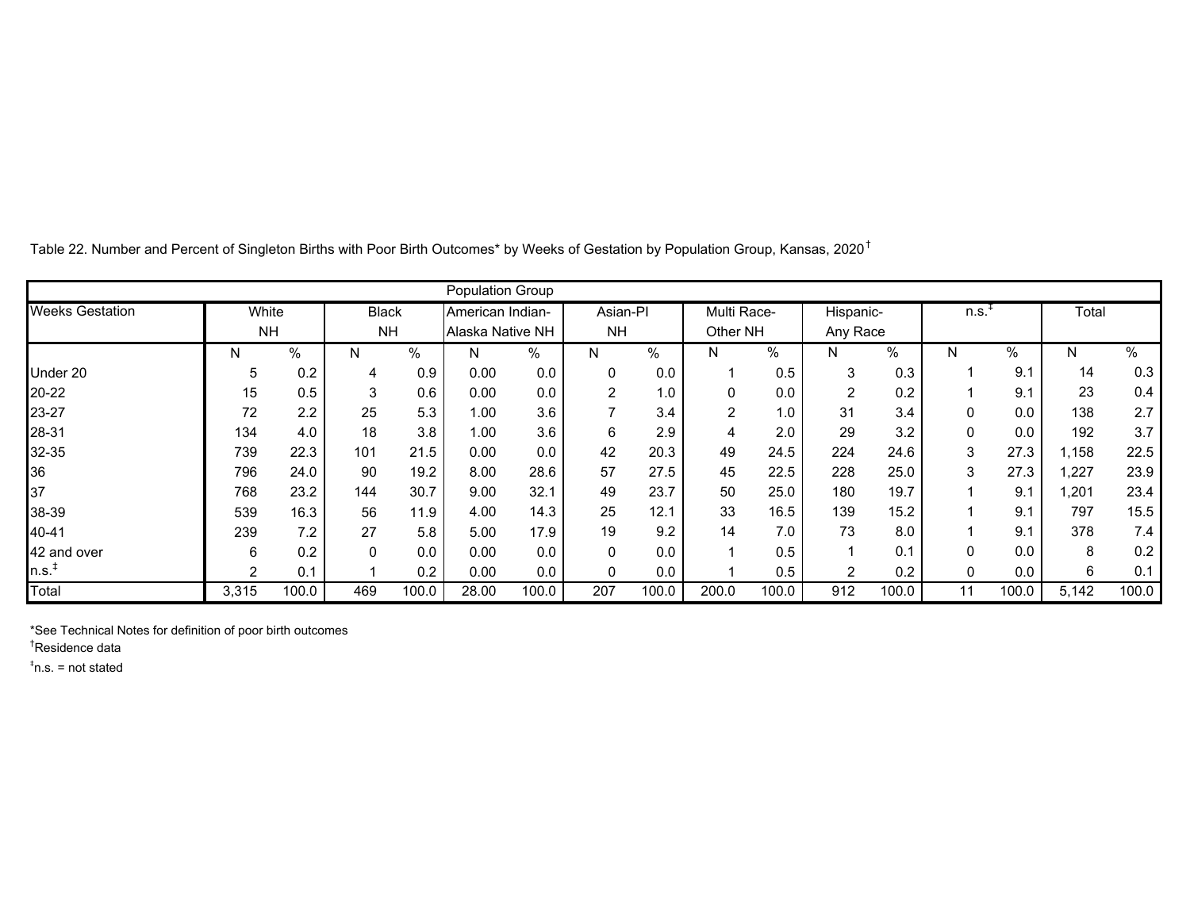Table 22. Number and Percent of Singleton Births with Poor Birth Outcomes* by Weeks of Gestation by Population Group, Kansas, 2020[†]

| Weeks Gestation | White NH | | Black NH | | American Indian-Alaska Native NH | | Asian-PI NH | | Multi Race-Other NH | | Hispanic-Any Race | | n.s.[‡] | | Total | |
|---|---|---|---|---|---|---|---|---|---|---|---|---|---|---|---|---|
| | N | % | N | % | N | % | N | % | N | % | N | % | N | % | N | % |
| Under 20 | 5 | 0.2 | 4 | 0.9 | 0.00 | 0.0 | 0 | 0.0 | 1 | 0.5 | 3 | 0.3 | 1 | 9.1 | 14 | 0.3 |
| 20-22 | 15 | 0.5 | 3 | 0.6 | 0.00 | 0.0 | 2 | 1.0 | 0 | 0.0 | 2 | 0.2 | 1 | 9.1 | 23 | 0.4 |
| 23-27 | 72 | 2.2 | 25 | 5.3 | 1.00 | 3.6 | 7 | 3.4 | 2 | 1.0 | 31 | 3.4 | 0 | 0.0 | 138 | 2.7 |
| 28-31 | 134 | 4.0 | 18 | 3.8 | 1.00 | 3.6 | 6 | 2.9 | 4 | 2.0 | 29 | 3.2 | 0 | 0.0 | 192 | 3.7 |
| 32-35 | 739 | 22.3 | 101 | 21.5 | 0.00 | 0.0 | 42 | 20.3 | 49 | 24.5 | 224 | 24.6 | 3 | 27.3 | 1,158 | 22.5 |
| 36 | 796 | 24.0 | 90 | 19.2 | 8.00 | 28.6 | 57 | 27.5 | 45 | 22.5 | 228 | 25.0 | 3 | 27.3 | 1,227 | 23.9 |
| 37 | 768 | 23.2 | 144 | 30.7 | 9.00 | 32.1 | 49 | 23.7 | 50 | 25.0 | 180 | 19.7 | 1 | 9.1 | 1,201 | 23.4 |
| 38-39 | 539 | 16.3 | 56 | 11.9 | 4.00 | 14.3 | 25 | 12.1 | 33 | 16.5 | 139 | 15.2 | 1 | 9.1 | 797 | 15.5 |
| 40-41 | 239 | 7.2 | 27 | 5.8 | 5.00 | 17.9 | 19 | 9.2 | 14 | 7.0 | 73 | 8.0 | 1 | 9.1 | 378 | 7.4 |
| 42 and over | 6 | 0.2 | 0 | 0.0 | 0.00 | 0.0 | 0 | 0.0 | 1 | 0.5 | 1 | 0.1 | 0 | 0.0 | 8 | 0.2 |
| n.s.[‡] | 2 | 0.1 | 1 | 0.2 | 0.00 | 0.0 | 0 | 0.0 | 1 | 0.5 | 2 | 0.2 | 0 | 0.0 | 6 | 0.1 |
| Total | 3,315 | 100.0 | 469 | 100.0 | 28.00 | 100.0 | 207 | 100.0 | 200.0 | 100.0 | 912 | 100.0 | 11 | 100.0 | 5,142 | 100.0 |

*See Technical Notes for definition of poor birth outcomes

[†]Residence data

[‡]n.s. = not stated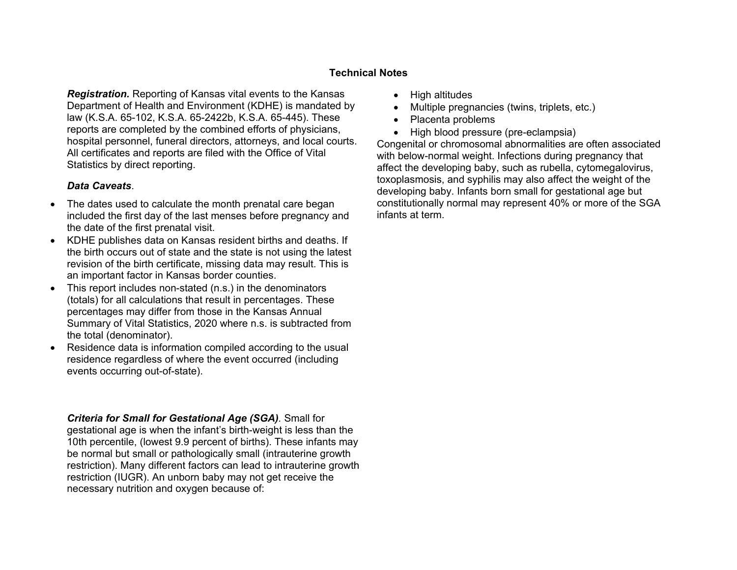## Technical Notes

***Registration.*** Reporting of Kansas vital events to the Kansas Department of Health and Environment (KDHE) is mandated by law (K.S.A. 65-102, K.S.A. 65-2422b, K.S.A. 65-445). These reports are completed by the combined efforts of physicians, hospital personnel, funeral directors, attorneys, and local courts. All certificates and reports are filed with the Office of Vital Statistics by direct reporting.

***Data Caveats***.

- The dates used to calculate the month prenatal care began included the first day of the last menses before pregnancy and the date of the first prenatal visit.
- KDHE publishes data on Kansas resident births and deaths. If the birth occurs out of state and the state is not using the latest revision of the birth certificate, missing data may result. This is an important factor in Kansas border counties.
- This report includes non-stated (n.s.) in the denominators (totals) for all calculations that result in percentages. These percentages may differ from those in the Kansas Annual Summary of Vital Statistics, 2020 where n.s. is subtracted from the total (denominator).
- Residence data is information compiled according to the usual residence regardless of where the event occurred (including events occurring out-of-state).

***Criteria for Small for Gestational Age (SGA).*** Small for gestational age is when the infant's birth-weight is less than the 10th percentile, (lowest 9.9 percent of births). These infants may be normal but small or pathologically small (intrauterine growth restriction). Many different factors can lead to intrauterine growth restriction (IUGR). An unborn baby may not get receive the necessary nutrition and oxygen because of:

- High altitudes
- Multiple pregnancies (twins, triplets, etc.)
- Placenta problems
- High blood pressure (pre-eclampsia)

Congenital or chromosomal abnormalities are often associated with below-normal weight. Infections during pregnancy that affect the developing baby, such as rubella, cytomegalovirus, toxoplasmosis, and syphilis may also affect the weight of the developing baby. Infants born small for gestational age but constitutionally normal may represent 40% or more of the SGA infants at term.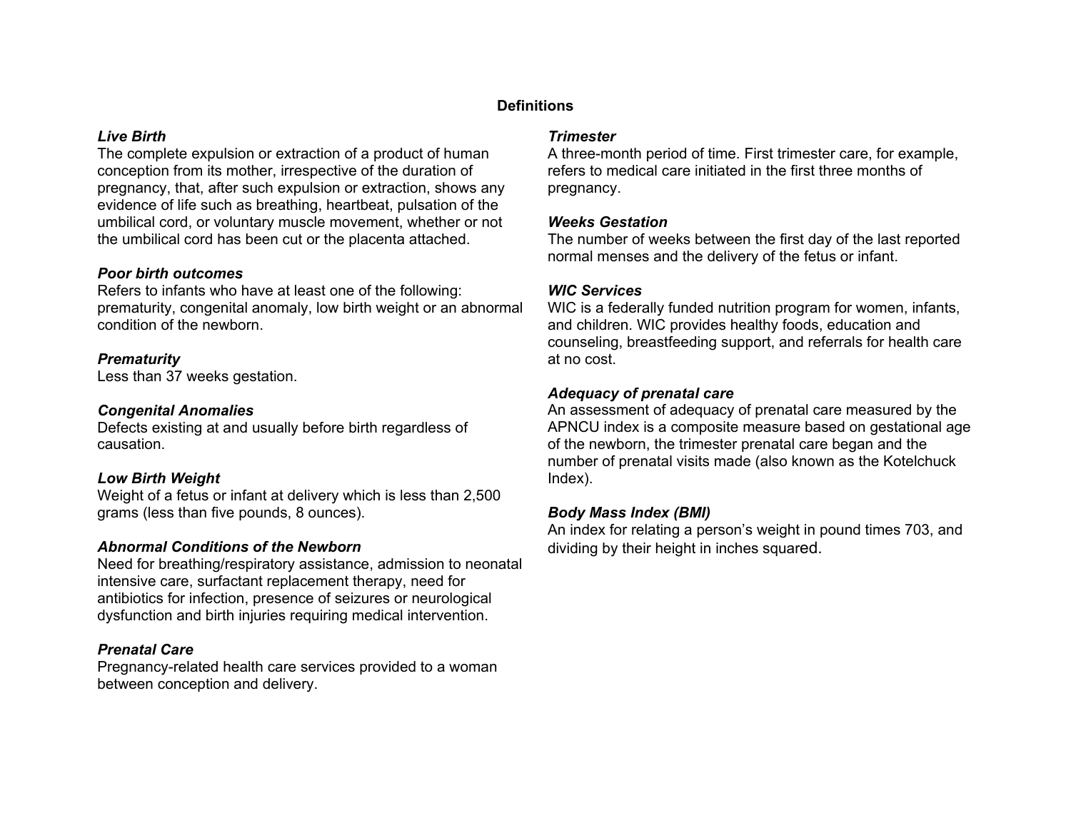## Definitions

***Live Birth***
The complete expulsion or extraction of a product of human conception from its mother, irrespective of the duration of pregnancy, that, after such expulsion or extraction, shows any evidence of life such as breathing, heartbeat, pulsation of the umbilical cord, or voluntary muscle movement, whether or not the umbilical cord has been cut or the placenta attached.

***Poor birth outcomes***
Refers to infants who have at least one of the following: prematurity, congenital anomaly, low birth weight or an abnormal condition of the newborn.

***Prematurity***
Less than 37 weeks gestation.

***Congenital Anomalies***
Defects existing at and usually before birth regardless of causation.

***Low Birth Weight***
Weight of a fetus or infant at delivery which is less than 2,500 grams (less than five pounds, 8 ounces).

***Abnormal Conditions of the Newborn***
Need for breathing/respiratory assistance, admission to neonatal intensive care, surfactant replacement therapy, need for antibiotics for infection, presence of seizures or neurological dysfunction and birth injuries requiring medical intervention.

***Prenatal Care***
Pregnancy-related health care services provided to a woman between conception and delivery.

***Trimester***
A three-month period of time. First trimester care, for example, refers to medical care initiated in the first three months of pregnancy.

***Weeks Gestation***
The number of weeks between the first day of the last reported normal menses and the delivery of the fetus or infant.

***WIC Services***
WIC is a federally funded nutrition program for women, infants, and children. WIC provides healthy foods, education and counseling, breastfeeding support, and referrals for health care at no cost.

***Adequacy of prenatal care***
An assessment of adequacy of prenatal care measured by the APNCU index is a composite measure based on gestational age of the newborn, the trimester prenatal care began and the number of prenatal visits made (also known as the Kotelchuck Index).

***Body Mass Index (BMI)***
An index for relating a person's weight in pound times 703, and dividing by their height in inches squared.